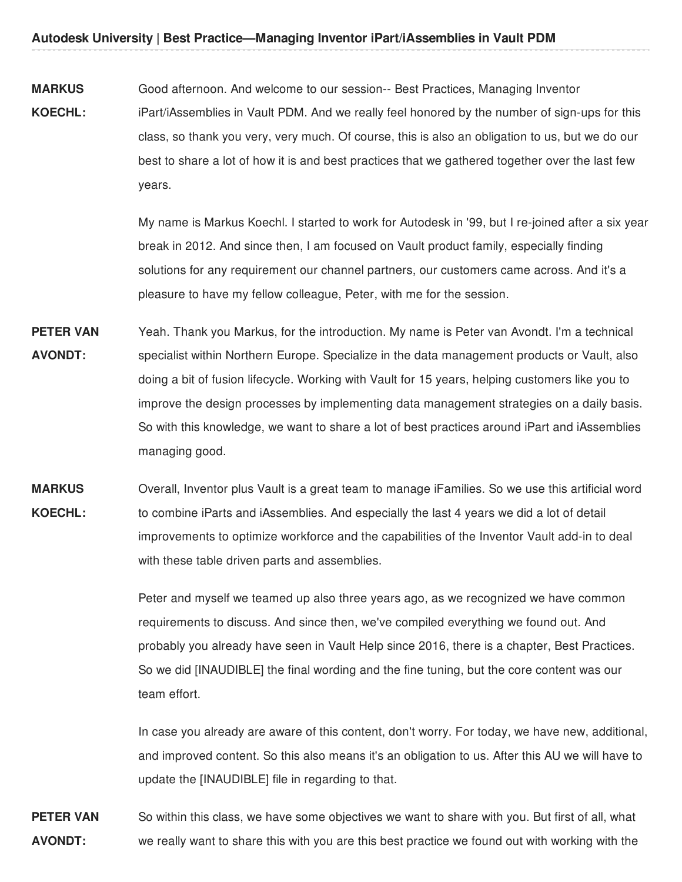**MARKUS KOECHL:** Good afternoon. And welcome to our session-- Best Practices, Managing Inventor iPart/iAssemblies in Vault PDM. And we really feel honored by the number of sign-ups for this class, so thank you very, very much. Of course, this is also an obligation to us, but we do our best to share a lot of how it is and best practices that we gathered together over the last few years.

My name is Markus Koechl. I started to work for Autodesk in '99, but I re-joined after a six year break in 2012. And since then, I am focused on Vault product family, especially finding solutions for any requirement our channel partners, our customers came across. And it's a pleasure to have my fellow colleague, Peter, with me for the session.

**PETER VAN AVONDT:** Yeah. Thank you Markus, for the introduction. My name is Peter van Avondt. I'm a technical specialist within Northern Europe. Specialize in the data management products or Vault, also doing a bit of fusion lifecycle. Working with Vault for 15 years, helping customers like you to improve the design processes by implementing data management strategies on a daily basis. So with this knowledge, we want to share a lot of best practices around iPart and iAssemblies managing good.

**MARKUS KOECHL:** Overall, Inventor plus Vault is a great team to manage iFamilies. So we use this artificial word to combine iParts and iAssemblies. And especially the last 4 years we did a lot of detail improvements to optimize workforce and the capabilities of the Inventor Vault add-in to deal with these table driven parts and assemblies.

Peter and myself we teamed up also three years ago, as we recognized we have common requirements to discuss. And since then, we've compiled everything we found out. And probably you already have seen in Vault Help since 2016, there is a chapter, Best Practices. So we did [INAUDIBLE] the final wording and the fine tuning, but the core content was our team effort.

In case you already are aware of this content, don't worry. For today, we have new, additional, and improved content. So this also means it's an obligation to us. After this AU we will have to update the [INAUDIBLE] file in regarding to that.

**PETER VAN AVONDT:** So within this class, we have some objectives we want to share with you. But first of all, what we really want to share this with you are this best practice we found out with working with the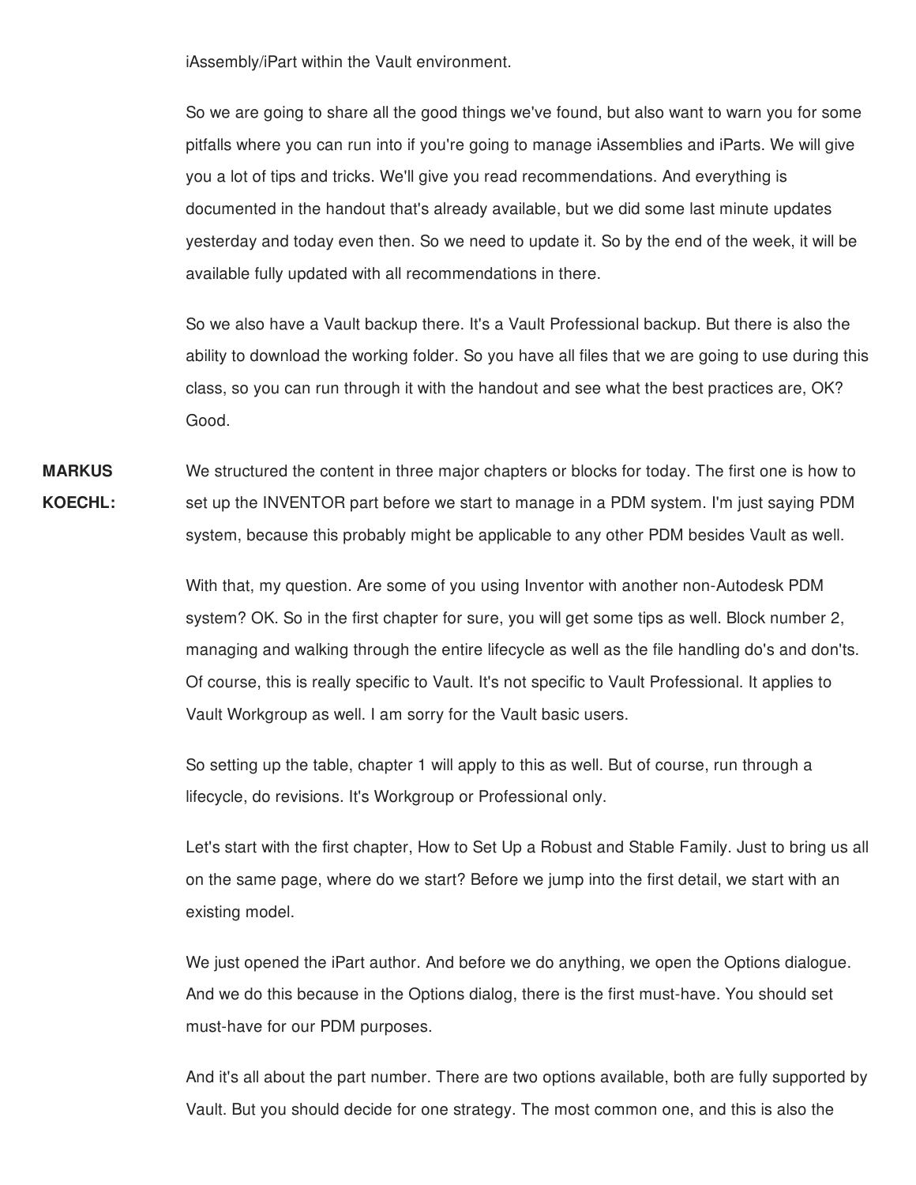iAssembly/iPart within the Vault environment.

So we are going to share all the good things we've found, but also want to warn you for some pitfalls where you can run into if you're going to manage iAssemblies and iParts. We will give you a lot of tips and tricks. We'll give you read recommendations. And everything is documented in the handout that's already available, but we did some last minute updates yesterday and today even then. So we need to update it. So by the end of the week, it will be available fully updated with all recommendations in there.

So we also have a Vault backup there. It's a Vault Professional backup. But there is also the ability to download the working folder. So you have all files that we are going to use during this class, so you can run through it with the handout and see what the best practices are, OK? Good.

**MARKUS KOECHL:** We structured the content in three major chapters or blocks for today. The first one is how to set up the INVENTOR part before we start to manage in a PDM system. I'm just saying PDM system, because this probably might be applicable to any other PDM besides Vault as well.

With that, my question. Are some of you using Inventor with another non-Autodesk PDM system? OK. So in the first chapter for sure, you will get some tips as well. Block number 2, managing and walking through the entire lifecycle as well as the file handling do's and don'ts. Of course, this is really specific to Vault. It's not specific to Vault Professional. It applies to Vault Workgroup as well. I am sorry for the Vault basic users.

So setting up the table, chapter 1 will apply to this as well. But of course, run through a lifecycle, do revisions. It's Workgroup or Professional only.

Let's start with the first chapter, How to Set Up a Robust and Stable Family. Just to bring us all on the same page, where do we start? Before we jump into the first detail, we start with an existing model.

We just opened the iPart author. And before we do anything, we open the Options dialogue. And we do this because in the Options dialog, there is the first must-have. You should set must-have for our PDM purposes.

And it's all about the part number. There are two options available, both are fully supported by Vault. But you should decide for one strategy. The most common one, and this is also the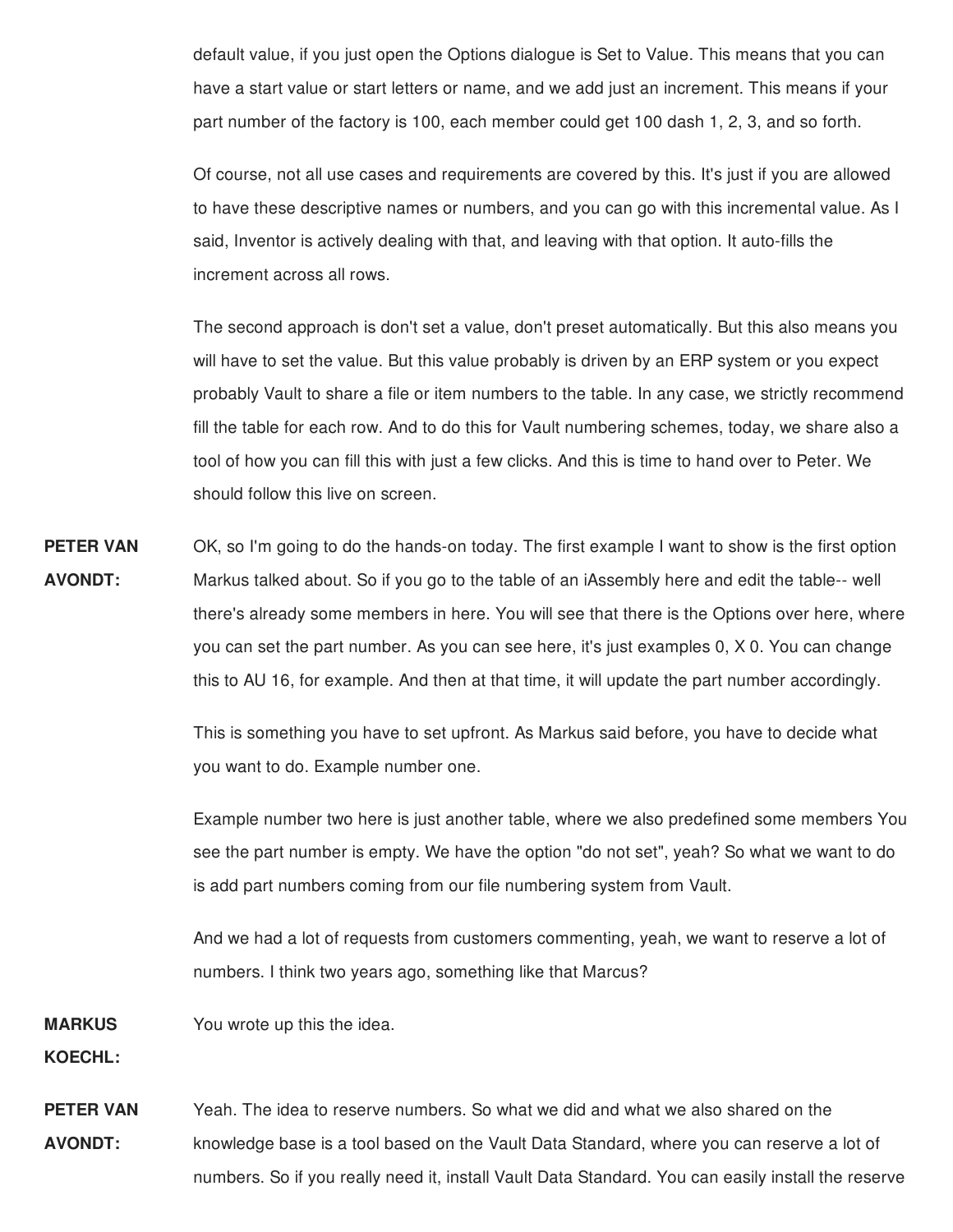default value, if you just open the Options dialogue is Set to Value. This means that you can have a start value or start letters or name, and we add just an increment. This means if your part number of the factory is 100, each member could get 100 dash 1, 2, 3, and so forth.

Of course, not all use cases and requirements are covered by this. It's just if you are allowed to have these descriptive names or numbers, and you can go with this incremental value. As I said, Inventor is actively dealing with that, and leaving with that option. It auto-fills the increment across all rows.

The second approach is don't set a value, don't preset automatically. But this also means you will have to set the value. But this value probably is driven by an ERP system or you expect probably Vault to share a file or item numbers to the table. In any case, we strictly recommend fill the table for each row. And to do this for Vault numbering schemes, today, we share also a tool of how you can fill this with just a few clicks. And this is time to hand over to Peter. We should follow this live on screen.

**PETER VAN AVONDT:** OK, so I'm going to do the hands-on today. The first example I want to show is the first option Markus talked about. So if you go to the table of an iAssembly here and edit the table-- well there's already some members in here. You will see that there is the Options over here, where you can set the part number. As you can see here, it's just examples 0, X 0. You can change this to AU 16, for example. And then at that time, it will update the part number accordingly.

This is something you have to set upfront. As Markus said before, you have to decide what you want to do. Example number one.

Example number two here is just another table, where we also predefined some members You see the part number is empty. We have the option "do not set", yeah? So what we want to do is add part numbers coming from our file numbering system from Vault.

And we had a lot of requests from customers commenting, yeah, we want to reserve a lot of numbers. I think two years ago, something like that Marcus?

**MARKUS KOECHL:** You wrote up this the idea.

**PETER VAN AVONDT:** Yeah. The idea to reserve numbers. So what we did and what we also shared on the knowledge base is a tool based on the Vault Data Standard, where you can reserve a lot of numbers. So if you really need it, install Vault Data Standard. You can easily install the reserve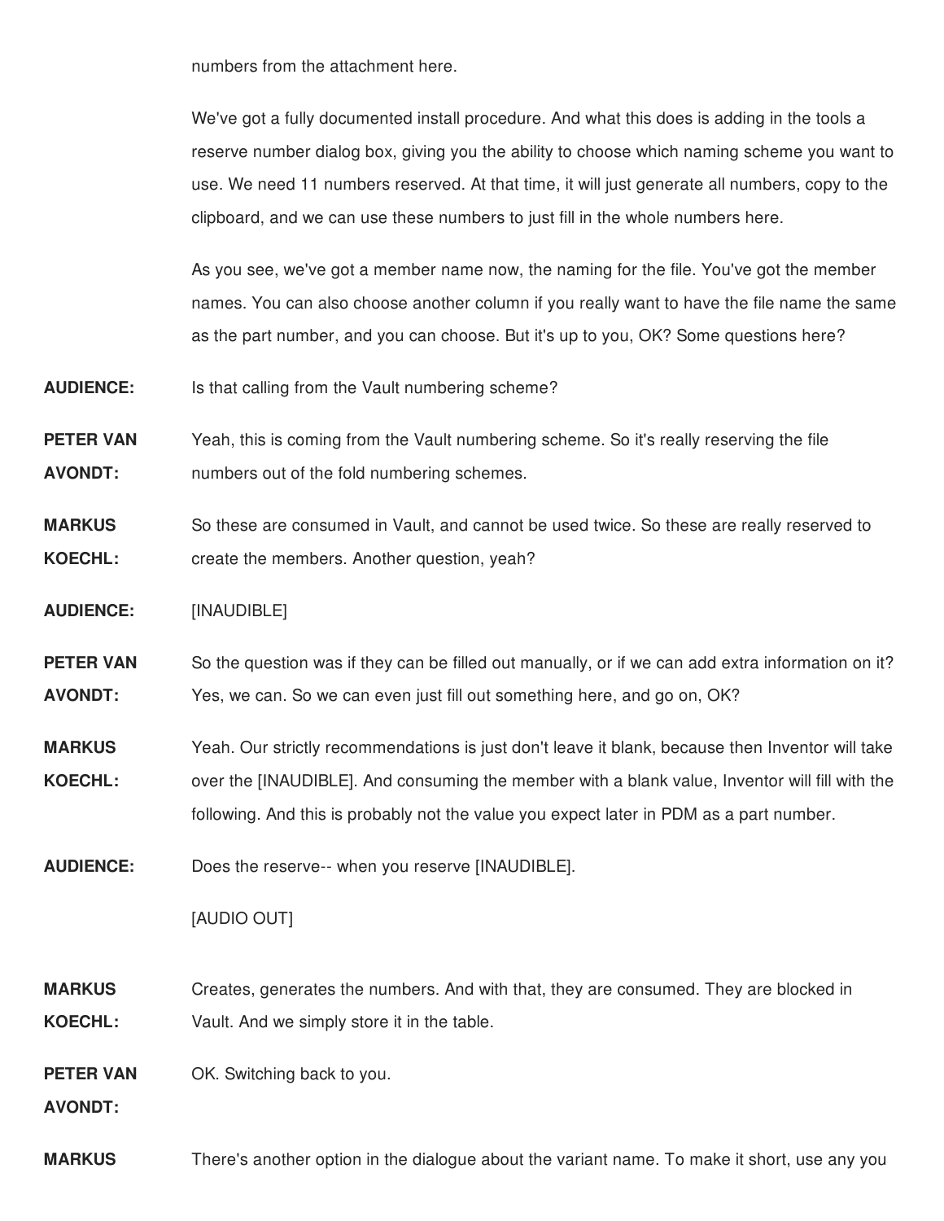numbers from the attachment here.

We've got a fully documented install procedure. And what this does is adding in the tools a reserve number dialog box, giving you the ability to choose which naming scheme you want to use. We need 11 numbers reserved. At that time, it will just generate all numbers, copy to the clipboard, and we can use these numbers to just fill in the whole numbers here.

As you see, we've got a member name now, the naming for the file. You've got the member names. You can also choose another column if you really want to have the file name the same as the part number, and you can choose. But it's up to you, OK? Some questions here?

**AUDIENCE:** Is that calling from the Vault numbering scheme?

**PETER VAN AVONDT:** Yeah, this is coming from the Vault numbering scheme. So it's really reserving the file numbers out of the fold numbering schemes.

**MARKUS KOECHL:** So these are consumed in Vault, and cannot be used twice. So these are really reserved to create the members. Another question, yeah?

**AUDIENCE:** [INAUDIBLE]

**PETER VAN AVONDT:** So the question was if they can be filled out manually, or if we can add extra information on it? Yes, we can. So we can even just fill out something here, and go on, OK?

**MARKUS KOECHL:** Yeah. Our strictly recommendations is just don't leave it blank, because then Inventor will take over the [INAUDIBLE]. And consuming the member with a blank value, Inventor will fill with the following. And this is probably not the value you expect later in PDM as a part number.

**AUDIENCE:** Does the reserve-- when you reserve [INAUDIBLE].

[AUDIO OUT]

**MARKUS KOECHL:** Creates, generates the numbers. And with that, they are consumed. They are blocked in Vault. And we simply store it in the table.

**PETER VAN AVONDT:** OK. Switching back to you.

**MARKUS** There's another option in the dialogue about the variant name. To make it short, use any you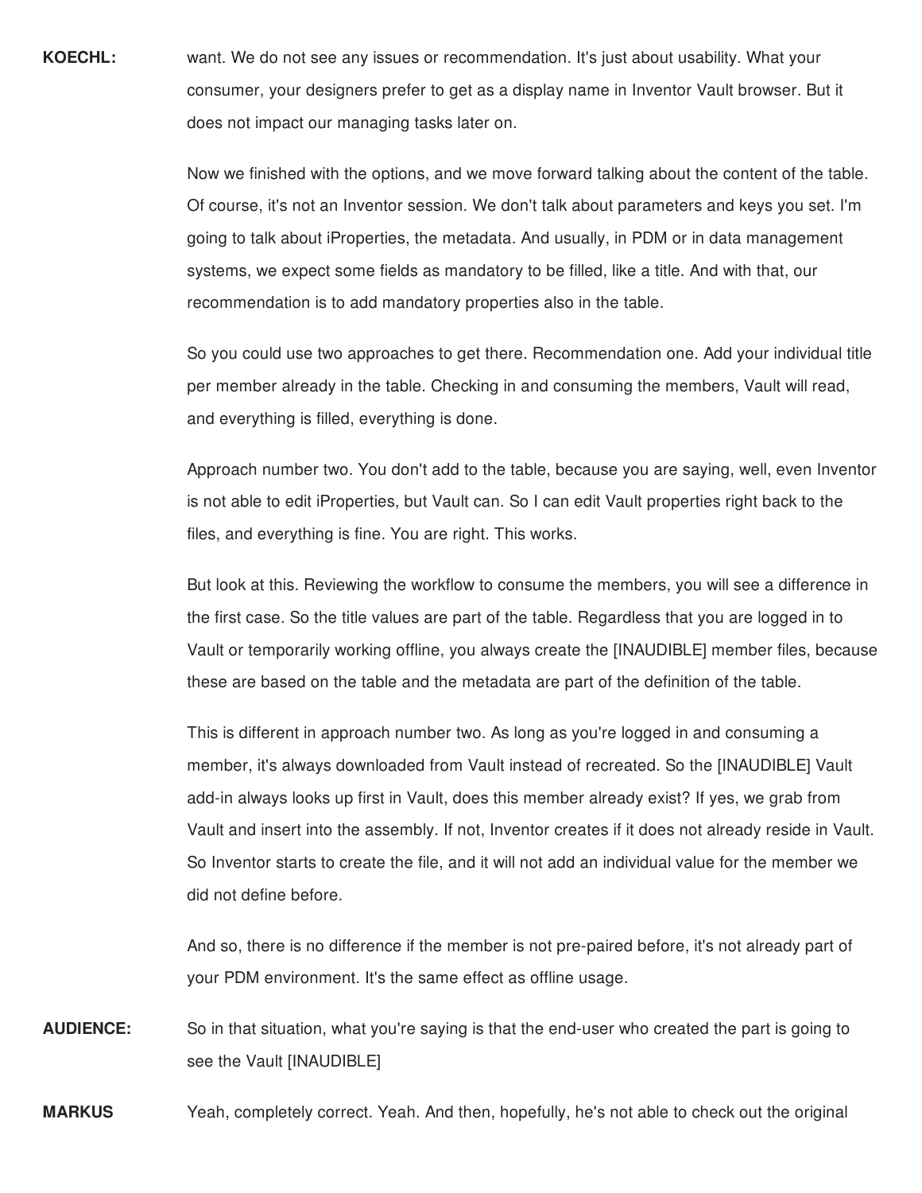**KOECHL:** want. We do not see any issues or recommendation. It's just about usability. What your consumer, your designers prefer to get as a display name in Inventor Vault browser. But it does not impact our managing tasks later on.

Now we finished with the options, and we move forward talking about the content of the table. Of course, it's not an Inventor session. We don't talk about parameters and keys you set. I'm going to talk about iProperties, the metadata. And usually, in PDM or in data management systems, we expect some fields as mandatory to be filled, like a title. And with that, our recommendation is to add mandatory properties also in the table.

So you could use two approaches to get there. Recommendation one. Add your individual title per member already in the table. Checking in and consuming the members, Vault will read, and everything is filled, everything is done.

Approach number two. You don't add to the table, because you are saying, well, even Inventor is not able to edit iProperties, but Vault can. So I can edit Vault properties right back to the files, and everything is fine. You are right. This works.

But look at this. Reviewing the workflow to consume the members, you will see a difference in the first case. So the title values are part of the table. Regardless that you are logged in to Vault or temporarily working offline, you always create the [INAUDIBLE] member files, because these are based on the table and the metadata are part of the definition of the table.

This is different in approach number two. As long as you're logged in and consuming a member, it's always downloaded from Vault instead of recreated. So the [INAUDIBLE] Vault add-in always looks up first in Vault, does this member already exist? If yes, we grab from Vault and insert into the assembly. If not, Inventor creates if it does not already reside in Vault. So Inventor starts to create the file, and it will not add an individual value for the member we did not define before.

And so, there is no difference if the member is not pre-paired before, it's not already part of your PDM environment. It's the same effect as offline usage.

**AUDIENCE:** So in that situation, what you're saying is that the end-user who created the part is going to see the Vault [INAUDIBLE]

**MARKUS** Yeah, completely correct. Yeah. And then, hopefully, he's not able to check out the original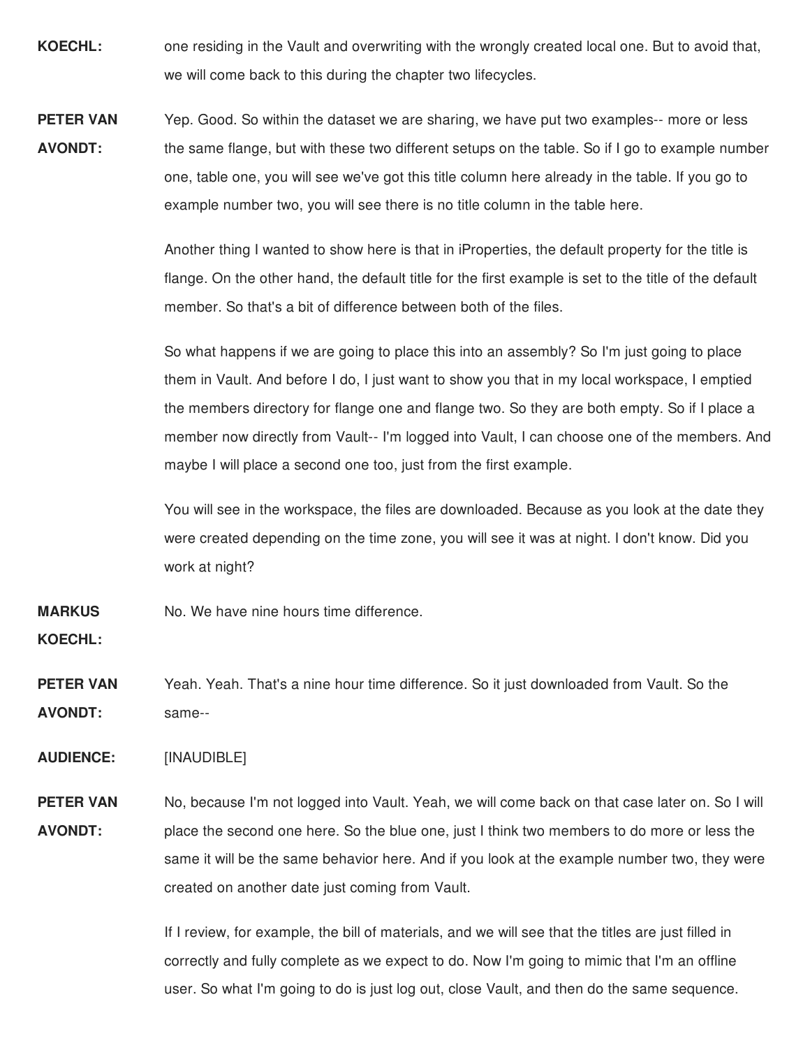**KOECHL:** one residing in the Vault and overwriting with the wrongly created local one. But to avoid that, we will come back to this during the chapter two lifecycles.

**PETER VAN AVONDT:** Yep. Good. So within the dataset we are sharing, we have put two examples-- more or less the same flange, but with these two different setups on the table. So if I go to example number one, table one, you will see we've got this title column here already in the table. If you go to example number two, you will see there is no title column in the table here.

Another thing I wanted to show here is that in iProperties, the default property for the title is flange. On the other hand, the default title for the first example is set to the title of the default member. So that's a bit of difference between both of the files.

So what happens if we are going to place this into an assembly? So I'm just going to place them in Vault. And before I do, I just want to show you that in my local workspace, I emptied the members directory for flange one and flange two. So they are both empty. So if I place a member now directly from Vault-- I'm logged into Vault, I can choose one of the members. And maybe I will place a second one too, just from the first example.

You will see in the workspace, the files are downloaded. Because as you look at the date they were created depending on the time zone, you will see it was at night. I don't know. Did you work at night?

**MARKUS KOECHL:** No. We have nine hours time difference.

**PETER VAN AVONDT:** Yeah. Yeah. That's a nine hour time difference. So it just downloaded from Vault. So the same--

**AUDIENCE:** [INAUDIBLE]

**PETER VAN AVONDT:** No, because I'm not logged into Vault. Yeah, we will come back on that case later on. So I will place the second one here. So the blue one, just I think two members to do more or less the same it will be the same behavior here. And if you look at the example number two, they were created on another date just coming from Vault.

If I review, for example, the bill of materials, and we will see that the titles are just filled in correctly and fully complete as we expect to do. Now I'm going to mimic that I'm an offline user. So what I'm going to do is just log out, close Vault, and then do the same sequence.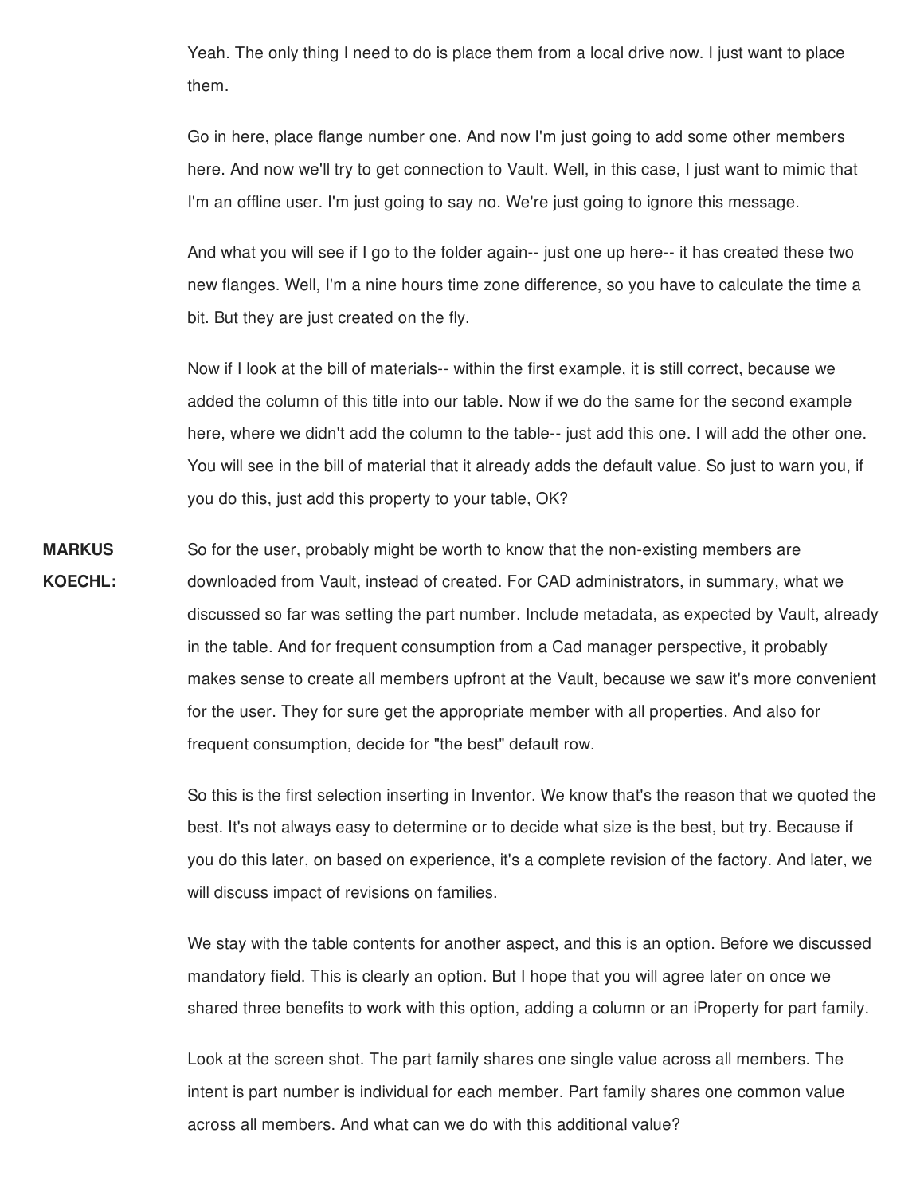Yeah. The only thing I need to do is place them from a local drive now. I just want to place them.

Go in here, place flange number one. And now I'm just going to add some other members here. And now we'll try to get connection to Vault. Well, in this case, I just want to mimic that I'm an offline user. I'm just going to say no. We're just going to ignore this message.

And what you will see if I go to the folder again-- just one up here-- it has created these two new flanges. Well, I'm a nine hours time zone difference, so you have to calculate the time a bit. But they are just created on the fly.

Now if I look at the bill of materials-- within the first example, it is still correct, because we added the column of this title into our table. Now if we do the same for the second example here, where we didn't add the column to the table-- just add this one. I will add the other one. You will see in the bill of material that it already adds the default value. So just to warn you, if you do this, just add this property to your table, OK?

**MARKUS KOECHL:** So for the user, probably might be worth to know that the non-existing members are downloaded from Vault, instead of created. For CAD administrators, in summary, what we discussed so far was setting the part number. Include metadata, as expected by Vault, already in the table. And for frequent consumption from a Cad manager perspective, it probably makes sense to create all members upfront at the Vault, because we saw it's more convenient for the user. They for sure get the appropriate member with all properties. And also for frequent consumption, decide for "the best" default row.

So this is the first selection inserting in Inventor. We know that's the reason that we quoted the best. It's not always easy to determine or to decide what size is the best, but try. Because if you do this later, on based on experience, it's a complete revision of the factory. And later, we will discuss impact of revisions on families.

We stay with the table contents for another aspect, and this is an option. Before we discussed mandatory field. This is clearly an option. But I hope that you will agree later on once we shared three benefits to work with this option, adding a column or an iProperty for part family.

Look at the screen shot. The part family shares one single value across all members. The intent is part number is individual for each member. Part family shares one common value across all members. And what can we do with this additional value?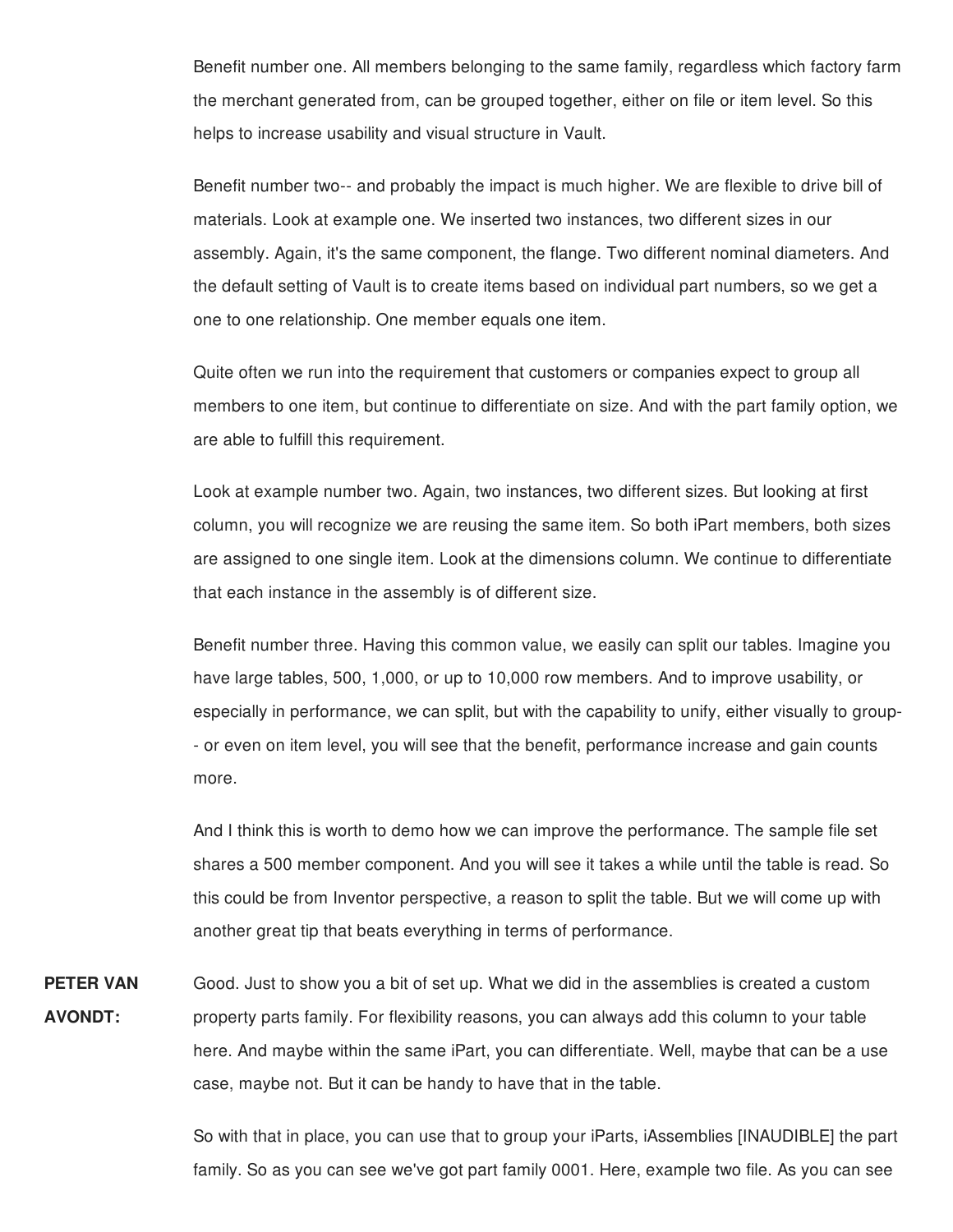Benefit number one. All members belonging to the same family, regardless which factory farm the merchant generated from, can be grouped together, either on file or item level. So this helps to increase usability and visual structure in Vault.

Benefit number two-- and probably the impact is much higher. We are flexible to drive bill of materials. Look at example one. We inserted two instances, two different sizes in our assembly. Again, it's the same component, the flange. Two different nominal diameters. And the default setting of Vault is to create items based on individual part numbers, so we get a one to one relationship. One member equals one item.

Quite often we run into the requirement that customers or companies expect to group all members to one item, but continue to differentiate on size. And with the part family option, we are able to fulfill this requirement.

Look at example number two. Again, two instances, two different sizes. But looking at first column, you will recognize we are reusing the same item. So both iPart members, both sizes are assigned to one single item. Look at the dimensions column. We continue to differentiate that each instance in the assembly is of different size.

Benefit number three. Having this common value, we easily can split our tables. Imagine you have large tables, 500, 1,000, or up to 10,000 row members. And to improve usability, or especially in performance, we can split, but with the capability to unify, either visually to group-- or even on item level, you will see that the benefit, performance increase and gain counts more.

And I think this is worth to demo how we can improve the performance. The sample file set shares a 500 member component. And you will see it takes a while until the table is read. So this could be from Inventor perspective, a reason to split the table. But we will come up with another great tip that beats everything in terms of performance.

**PETER VAN AVONDT:** Good. Just to show you a bit of set up. What we did in the assemblies is created a custom property parts family. For flexibility reasons, you can always add this column to your table here. And maybe within the same iPart, you can differentiate. Well, maybe that can be a use case, maybe not. But it can be handy to have that in the table.

So with that in place, you can use that to group your iParts, iAssemblies [INAUDIBLE] the part family. So as you can see we've got part family 0001. Here, example two file. As you can see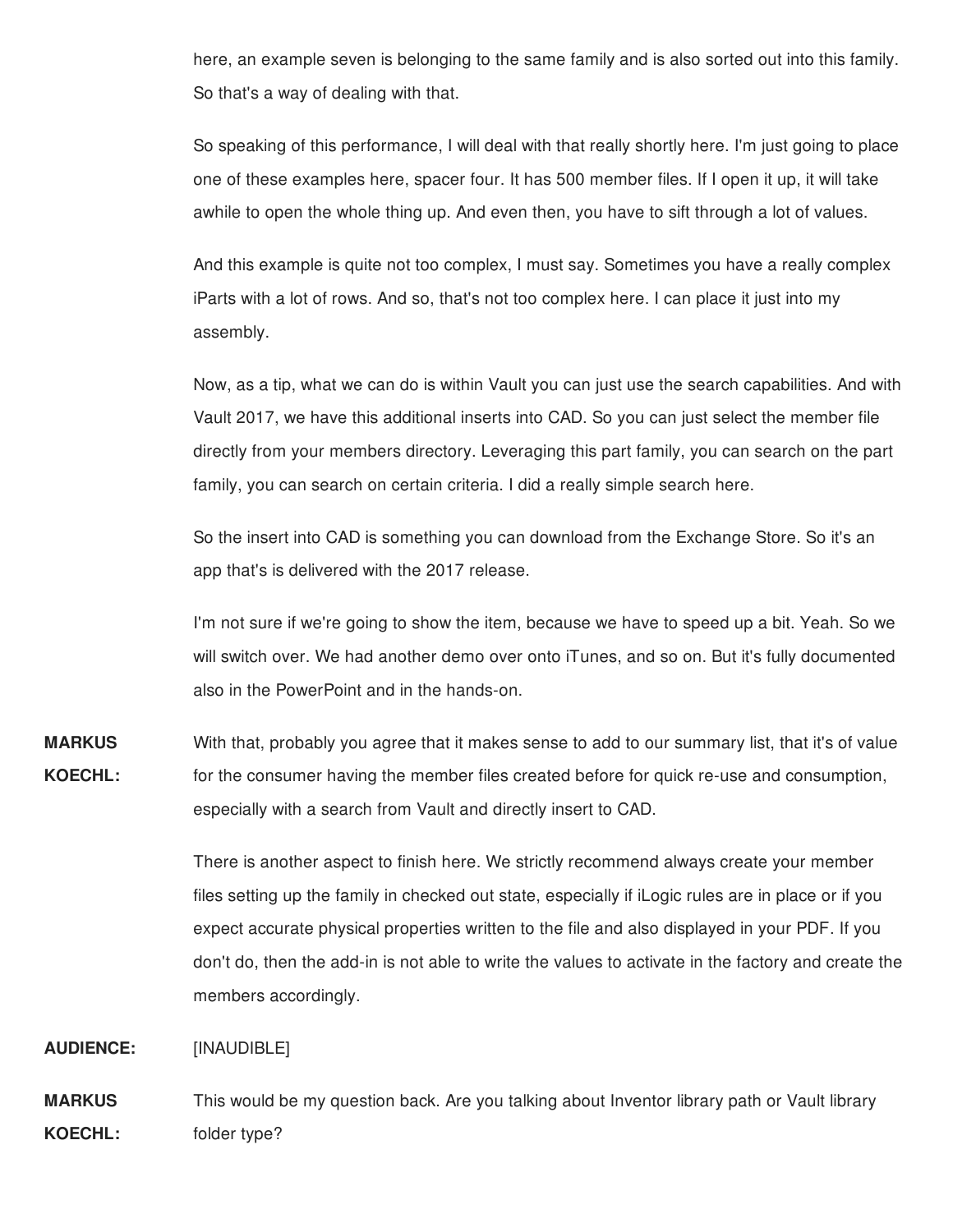here, an example seven is belonging to the same family and is also sorted out into this family. So that's a way of dealing with that.

So speaking of this performance, I will deal with that really shortly here. I'm just going to place one of these examples here, spacer four. It has 500 member files. If I open it up, it will take awhile to open the whole thing up. And even then, you have to sift through a lot of values.

And this example is quite not too complex, I must say. Sometimes you have a really complex iParts with a lot of rows. And so, that's not too complex here. I can place it just into my assembly.

Now, as a tip, what we can do is within Vault you can just use the search capabilities. And with Vault 2017, we have this additional inserts into CAD. So you can just select the member file directly from your members directory. Leveraging this part family, you can search on the part family, you can search on certain criteria. I did a really simple search here.

So the insert into CAD is something you can download from the Exchange Store. So it's an app that's is delivered with the 2017 release.

I'm not sure if we're going to show the item, because we have to speed up a bit. Yeah. So we will switch over. We had another demo over onto iTunes, and so on. But it's fully documented also in the PowerPoint and in the hands-on.

**MARKUS KOECHL:** With that, probably you agree that it makes sense to add to our summary list, that it's of value for the consumer having the member files created before for quick re-use and consumption, especially with a search from Vault and directly insert to CAD.

There is another aspect to finish here. We strictly recommend always create your member files setting up the family in checked out state, especially if iLogic rules are in place or if you expect accurate physical properties written to the file and also displayed in your PDF. If you don't do, then the add-in is not able to write the values to activate in the factory and create the members accordingly.

**AUDIENCE:** [INAUDIBLE]

**MARKUS KOECHL:** This would be my question back. Are you talking about Inventor library path or Vault library folder type?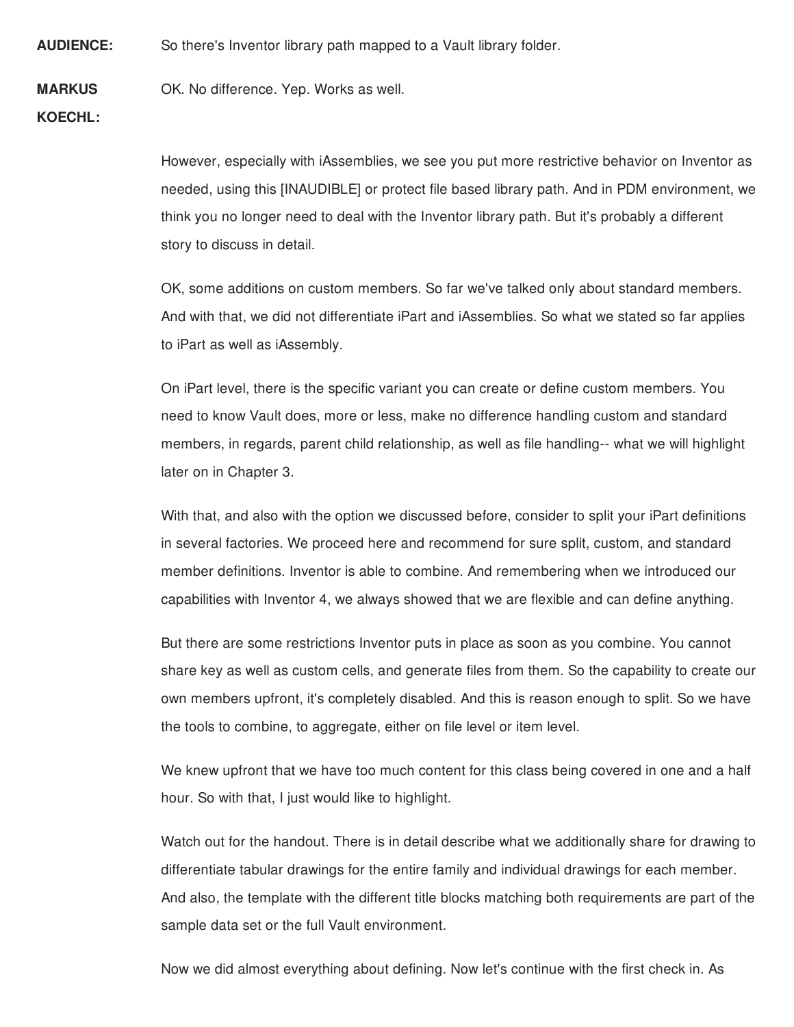**AUDIENCE:** So there's Inventor library path mapped to a Vault library folder.

**MARKUS KOECHL:** OK. No difference. Yep. Works as well.

However, especially with iAssemblies, we see you put more restrictive behavior on Inventor as needed, using this [INAUDIBLE] or protect file based library path. And in PDM environment, we think you no longer need to deal with the Inventor library path. But it's probably a different story to discuss in detail.

OK, some additions on custom members. So far we've talked only about standard members. And with that, we did not differentiate iPart and iAssemblies. So what we stated so far applies to iPart as well as iAssembly.

On iPart level, there is the specific variant you can create or define custom members. You need to know Vault does, more or less, make no difference handling custom and standard members, in regards, parent child relationship, as well as file handling-- what we will highlight later on in Chapter 3.

With that, and also with the option we discussed before, consider to split your iPart definitions in several factories. We proceed here and recommend for sure split, custom, and standard member definitions. Inventor is able to combine. And remembering when we introduced our capabilities with Inventor 4, we always showed that we are flexible and can define anything.

But there are some restrictions Inventor puts in place as soon as you combine. You cannot share key as well as custom cells, and generate files from them. So the capability to create our own members upfront, it's completely disabled. And this is reason enough to split. So we have the tools to combine, to aggregate, either on file level or item level.

We knew upfront that we have too much content for this class being covered in one and a half hour. So with that, I just would like to highlight.

Watch out for the handout. There is in detail describe what we additionally share for drawing to differentiate tabular drawings for the entire family and individual drawings for each member. And also, the template with the different title blocks matching both requirements are part of the sample data set or the full Vault environment.

Now we did almost everything about defining. Now let's continue with the first check in. As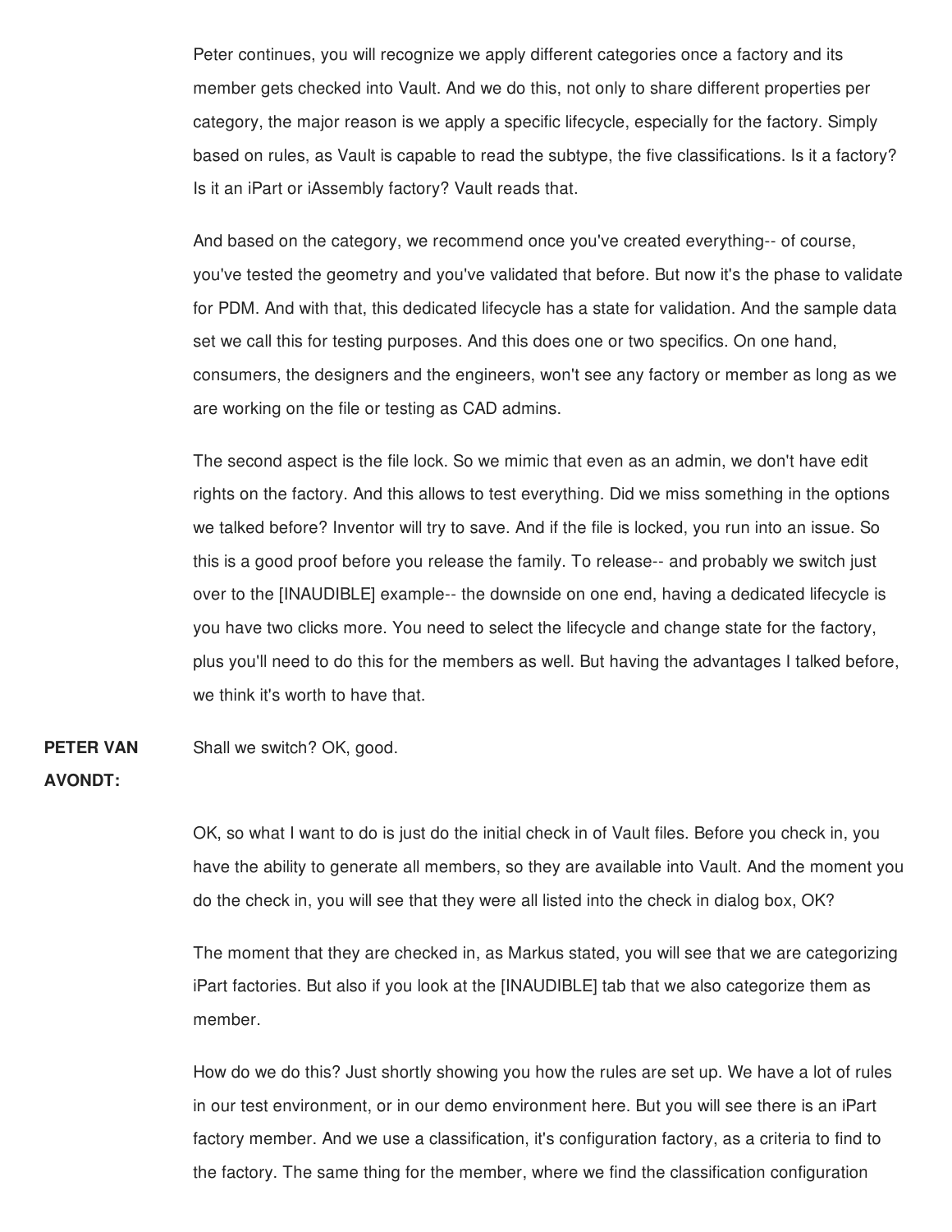Peter continues, you will recognize we apply different categories once a factory and its member gets checked into Vault. And we do this, not only to share different properties per category, the major reason is we apply a specific lifecycle, especially for the factory. Simply based on rules, as Vault is capable to read the subtype, the five classifications. Is it a factory? Is it an iPart or iAssembly factory? Vault reads that.

And based on the category, we recommend once you've created everything-- of course, you've tested the geometry and you've validated that before. But now it's the phase to validate for PDM. And with that, this dedicated lifecycle has a state for validation. And the sample data set we call this for testing purposes. And this does one or two specifics. On one hand, consumers, the designers and the engineers, won't see any factory or member as long as we are working on the file or testing as CAD admins.

The second aspect is the file lock. So we mimic that even as an admin, we don't have edit rights on the factory. And this allows to test everything. Did we miss something in the options we talked before? Inventor will try to save. And if the file is locked, you run into an issue. So this is a good proof before you release the family. To release-- and probably we switch just over to the [INAUDIBLE] example-- the downside on one end, having a dedicated lifecycle is you have two clicks more. You need to select the lifecycle and change state for the factory, plus you'll need to do this for the members as well. But having the advantages I talked before, we think it's worth to have that.

**PETER VAN AVONDT:** Shall we switch? OK, good.

OK, so what I want to do is just do the initial check in of Vault files. Before you check in, you have the ability to generate all members, so they are available into Vault. And the moment you do the check in, you will see that they were all listed into the check in dialog box, OK?

The moment that they are checked in, as Markus stated, you will see that we are categorizing iPart factories. But also if you look at the [INAUDIBLE] tab that we also categorize them as member.

How do we do this? Just shortly showing you how the rules are set up. We have a lot of rules in our test environment, or in our demo environment here. But you will see there is an iPart factory member. And we use a classification, it's configuration factory, as a criteria to find to the factory. The same thing for the member, where we find the classification configuration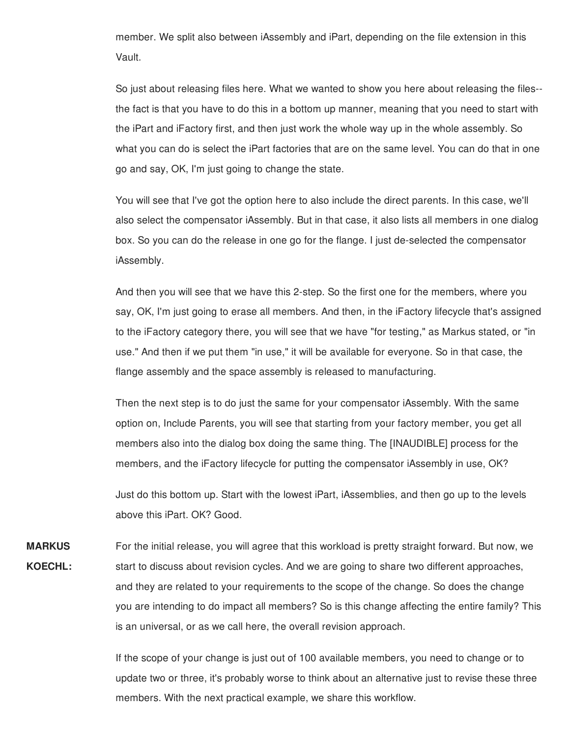member. We split also between iAssembly and iPart, depending on the file extension in this Vault.

So just about releasing files here. What we wanted to show you here about releasing the files--the fact is that you have to do this in a bottom up manner, meaning that you need to start with the iPart and iFactory first, and then just work the whole way up in the whole assembly. So what you can do is select the iPart factories that are on the same level. You can do that in one go and say, OK, I'm just going to change the state.

You will see that I've got the option here to also include the direct parents. In this case, we'll also select the compensator iAssembly. But in that case, it also lists all members in one dialog box. So you can do the release in one go for the flange. I just de-selected the compensator iAssembly.

And then you will see that we have this 2-step. So the first one for the members, where you say, OK, I'm just going to erase all members. And then, in the iFactory lifecycle that's assigned to the iFactory category there, you will see that we have "for testing," as Markus stated, or "in use." And then if we put them "in use," it will be available for everyone. So in that case, the flange assembly and the space assembly is released to manufacturing.

Then the next step is to do just the same for your compensator iAssembly. With the same option on, Include Parents, you will see that starting from your factory member, you get all members also into the dialog box doing the same thing. The [INAUDIBLE] process for the members, and the iFactory lifecycle for putting the compensator iAssembly in use, OK?

Just do this bottom up. Start with the lowest iPart, iAssemblies, and then go up to the levels above this iPart. OK? Good.

**MARKUS KOECHL:** For the initial release, you will agree that this workload is pretty straight forward. But now, we start to discuss about revision cycles. And we are going to share two different approaches, and they are related to your requirements to the scope of the change. So does the change you are intending to do impact all members? So is this change affecting the entire family? This is an universal, or as we call here, the overall revision approach.

If the scope of your change is just out of 100 available members, you need to change or to update two or three, it's probably worse to think about an alternative just to revise these three members. With the next practical example, we share this workflow.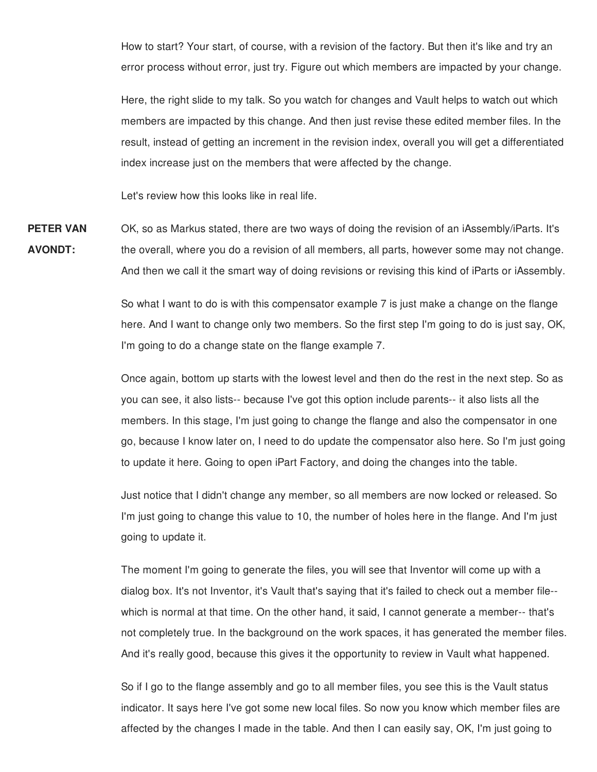How to start? Your start, of course, with a revision of the factory. But then it's like and try an error process without error, just try. Figure out which members are impacted by your change.

Here, the right slide to my talk. So you watch for changes and Vault helps to watch out which members are impacted by this change. And then just revise these edited member files. In the result, instead of getting an increment in the revision index, overall you will get a differentiated index increase just on the members that were affected by the change.

Let's review how this looks like in real life.

**PETER VAN AVONDT:** OK, so as Markus stated, there are two ways of doing the revision of an iAssembly/iParts. It's the overall, where you do a revision of all members, all parts, however some may not change. And then we call it the smart way of doing revisions or revising this kind of iParts or iAssembly.

So what I want to do is with this compensator example 7 is just make a change on the flange here. And I want to change only two members. So the first step I'm going to do is just say, OK, I'm going to do a change state on the flange example 7.

Once again, bottom up starts with the lowest level and then do the rest in the next step. So as you can see, it also lists-- because I've got this option include parents-- it also lists all the members. In this stage, I'm just going to change the flange and also the compensator in one go, because I know later on, I need to do update the compensator also here. So I'm just going to update it here. Going to open iPart Factory, and doing the changes into the table.

Just notice that I didn't change any member, so all members are now locked or released. So I'm just going to change this value to 10, the number of holes here in the flange. And I'm just going to update it.

The moment I'm going to generate the files, you will see that Inventor will come up with a dialog box. It's not Inventor, it's Vault that's saying that it's failed to check out a member file-- which is normal at that time. On the other hand, it said, I cannot generate a member-- that's not completely true. In the background on the work spaces, it has generated the member files. And it's really good, because this gives it the opportunity to review in Vault what happened.

So if I go to the flange assembly and go to all member files, you see this is the Vault status indicator. It says here I've got some new local files. So now you know which member files are affected by the changes I made in the table. And then I can easily say, OK, I'm just going to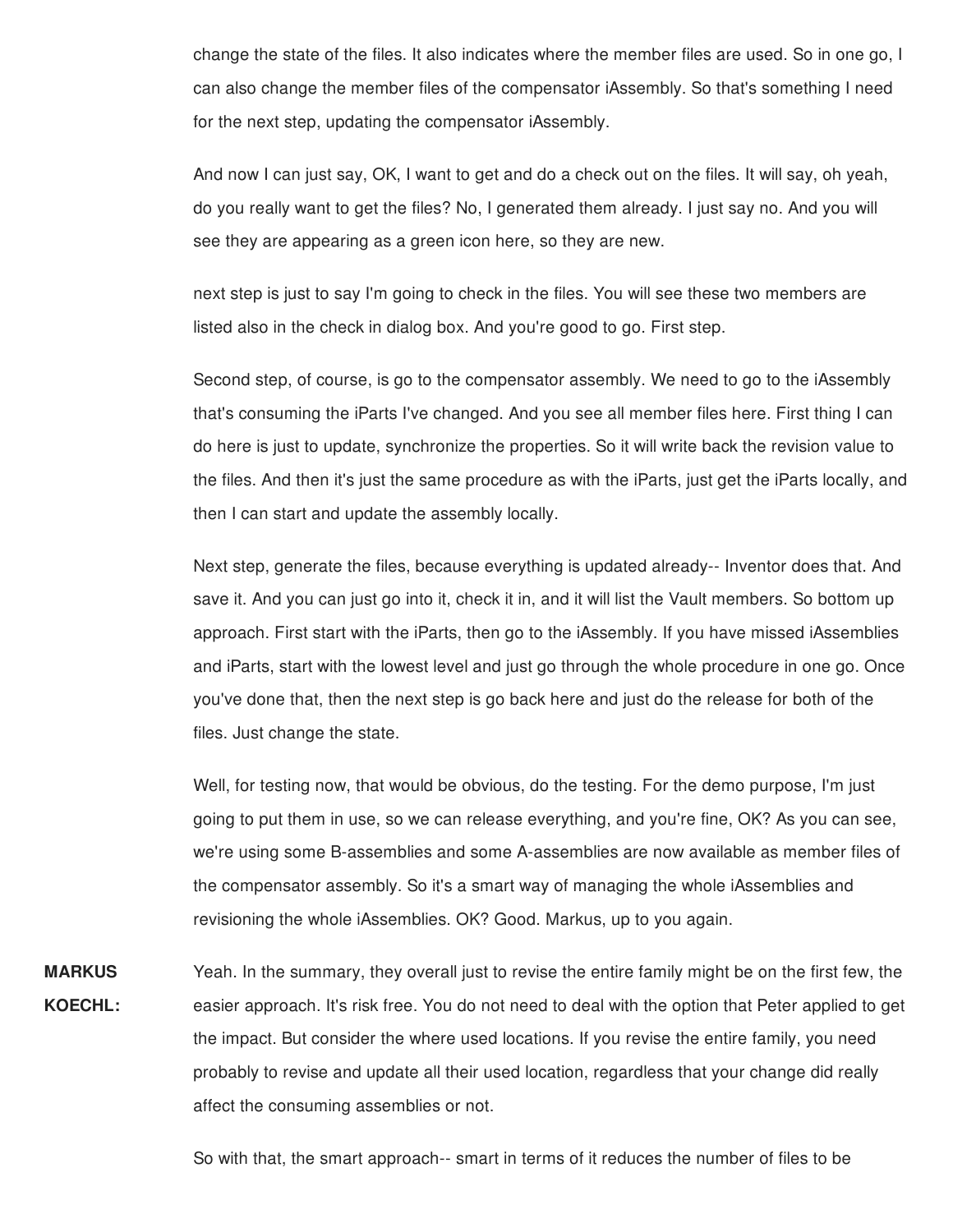change the state of the files. It also indicates where the member files are used. So in one go, I can also change the member files of the compensator iAssembly. So that's something I need for the next step, updating the compensator iAssembly.

And now I can just say, OK, I want to get and do a check out on the files. It will say, oh yeah, do you really want to get the files? No, I generated them already. I just say no. And you will see they are appearing as a green icon here, so they are new.

next step is just to say I'm going to check in the files. You will see these two members are listed also in the check in dialog box. And you're good to go. First step.

Second step, of course, is go to the compensator assembly. We need to go to the iAssembly that's consuming the iParts I've changed. And you see all member files here. First thing I can do here is just to update, synchronize the properties. So it will write back the revision value to the files. And then it's just the same procedure as with the iParts, just get the iParts locally, and then I can start and update the assembly locally.

Next step, generate the files, because everything is updated already-- Inventor does that. And save it. And you can just go into it, check it in, and it will list the Vault members. So bottom up approach. First start with the iParts, then go to the iAssembly. If you have missed iAssemblies and iParts, start with the lowest level and just go through the whole procedure in one go. Once you've done that, then the next step is go back here and just do the release for both of the files. Just change the state.

Well, for testing now, that would be obvious, do the testing. For the demo purpose, I'm just going to put them in use, so we can release everything, and you're fine, OK? As you can see, we're using some B-assemblies and some A-assemblies are now available as member files of the compensator assembly. So it's a smart way of managing the whole iAssemblies and revisioning the whole iAssemblies. OK? Good. Markus, up to you again.

**MARKUS KOECHL:** Yeah. In the summary, they overall just to revise the entire family might be on the first few, the easier approach. It's risk free. You do not need to deal with the option that Peter applied to get the impact. But consider the where used locations. If you revise the entire family, you need probably to revise and update all their used location, regardless that your change did really affect the consuming assemblies or not.

So with that, the smart approach-- smart in terms of it reduces the number of files to be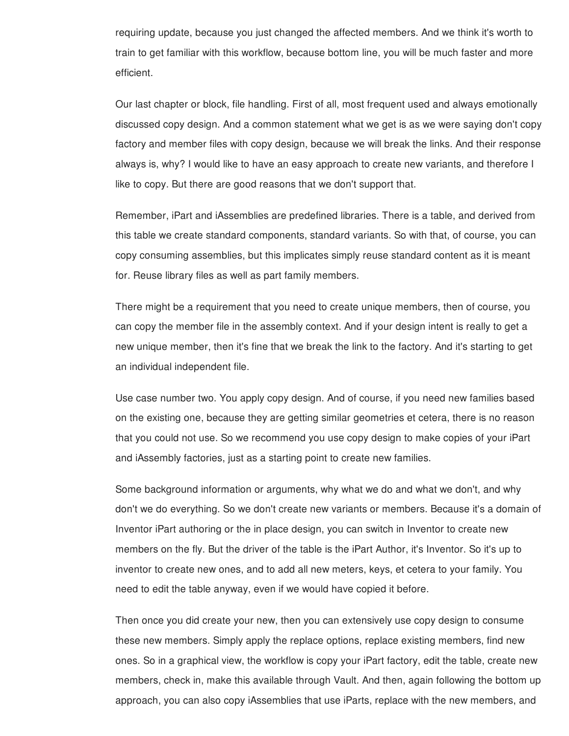requiring update, because you just changed the affected members. And we think it's worth to train to get familiar with this workflow, because bottom line, you will be much faster and more efficient.

Our last chapter or block, file handling. First of all, most frequent used and always emotionally discussed copy design. And a common statement what we get is as we were saying don't copy factory and member files with copy design, because we will break the links. And their response always is, why? I would like to have an easy approach to create new variants, and therefore I like to copy. But there are good reasons that we don't support that.

Remember, iPart and iAssemblies are predefined libraries. There is a table, and derived from this table we create standard components, standard variants. So with that, of course, you can copy consuming assemblies, but this implicates simply reuse standard content as it is meant for. Reuse library files as well as part family members.

There might be a requirement that you need to create unique members, then of course, you can copy the member file in the assembly context. And if your design intent is really to get a new unique member, then it's fine that we break the link to the factory. And it's starting to get an individual independent file.

Use case number two. You apply copy design. And of course, if you need new families based on the existing one, because they are getting similar geometries et cetera, there is no reason that you could not use. So we recommend you use copy design to make copies of your iPart and iAssembly factories, just as a starting point to create new families.

Some background information or arguments, why what we do and what we don't, and why don't we do everything. So we don't create new variants or members. Because it's a domain of Inventor iPart authoring or the in place design, you can switch in Inventor to create new members on the fly. But the driver of the table is the iPart Author, it's Inventor. So it's up to inventor to create new ones, and to add all new meters, keys, et cetera to your family. You need to edit the table anyway, even if we would have copied it before.

Then once you did create your new, then you can extensively use copy design to consume these new members. Simply apply the replace options, replace existing members, find new ones. So in a graphical view, the workflow is copy your iPart factory, edit the table, create new members, check in, make this available through Vault. And then, again following the bottom up approach, you can also copy iAssemblies that use iParts, replace with the new members, and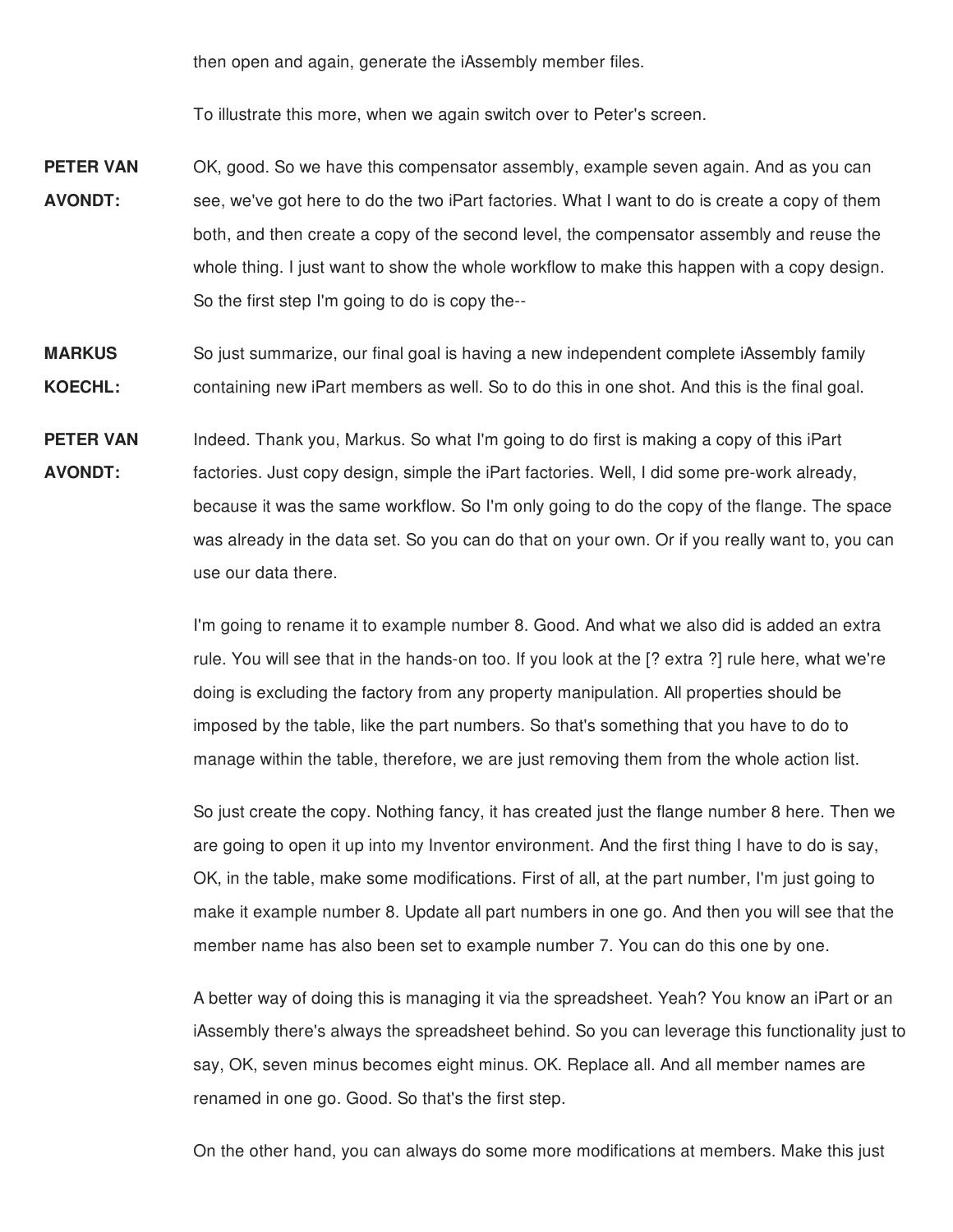then open and again, generate the iAssembly member files.

To illustrate this more, when we again switch over to Peter's screen.

**PETER VAN AVONDT:** OK, good. So we have this compensator assembly, example seven again. And as you can see, we've got here to do the two iPart factories. What I want to do is create a copy of them both, and then create a copy of the second level, the compensator assembly and reuse the whole thing. I just want to show the whole workflow to make this happen with a copy design. So the first step I'm going to do is copy the--

**MARKUS KOECHL:** So just summarize, our final goal is having a new independent complete iAssembly family containing new iPart members as well. So to do this in one shot. And this is the final goal.

**PETER VAN AVONDT:** Indeed. Thank you, Markus. So what I'm going to do first is making a copy of this iPart factories. Just copy design, simple the iPart factories. Well, I did some pre-work already, because it was the same workflow. So I'm only going to do the copy of the flange. The space was already in the data set. So you can do that on your own. Or if you really want to, you can use our data there.

I'm going to rename it to example number 8. Good. And what we also did is added an extra rule. You will see that in the hands-on too. If you look at the [? extra ?] rule here, what we're doing is excluding the factory from any property manipulation. All properties should be imposed by the table, like the part numbers. So that's something that you have to do to manage within the table, therefore, we are just removing them from the whole action list.

So just create the copy. Nothing fancy, it has created just the flange number 8 here. Then we are going to open it up into my Inventor environment. And the first thing I have to do is say, OK, in the table, make some modifications. First of all, at the part number, I'm just going to make it example number 8. Update all part numbers in one go. And then you will see that the member name has also been set to example number 7. You can do this one by one.

A better way of doing this is managing it via the spreadsheet. Yeah? You know an iPart or an iAssembly there's always the spreadsheet behind. So you can leverage this functionality just to say, OK, seven minus becomes eight minus. OK. Replace all. And all member names are renamed in one go. Good. So that's the first step.

On the other hand, you can always do some more modifications at members. Make this just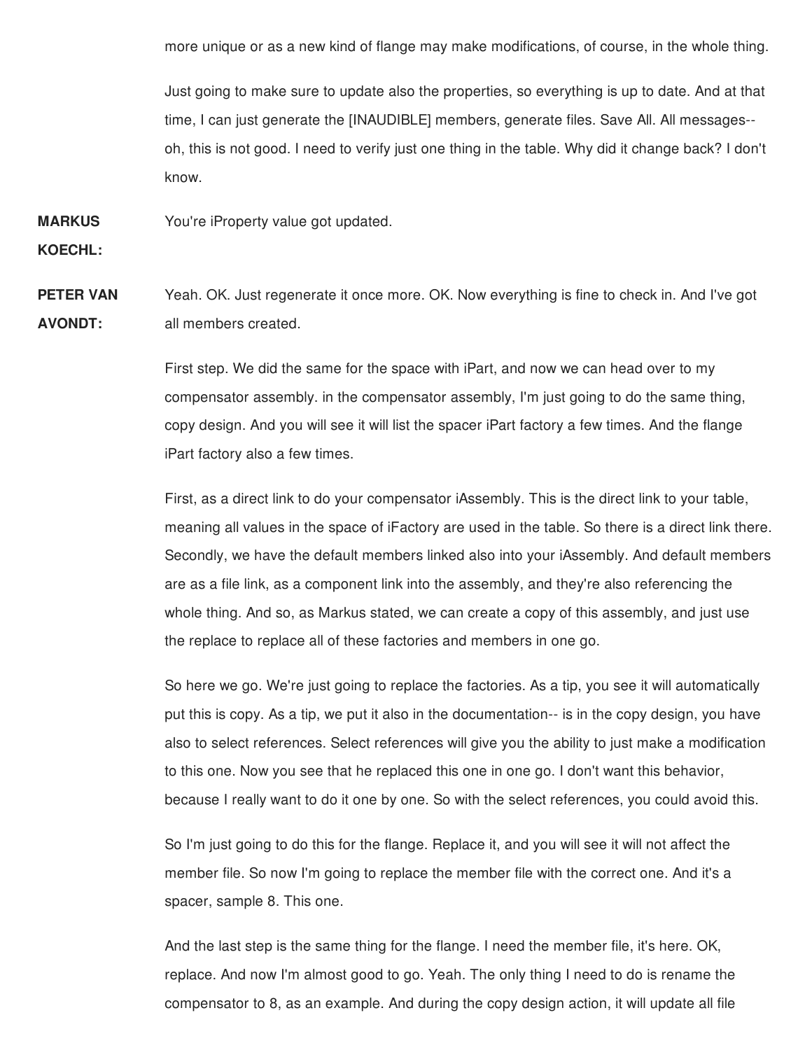more unique or as a new kind of flange may make modifications, of course, in the whole thing.

Just going to make sure to update also the properties, so everything is up to date. And at that time, I can just generate the [INAUDIBLE] members, generate files. Save All. All messages-- oh, this is not good. I need to verify just one thing in the table. Why did it change back? I don't know.

**MARKUS KOECHL:** You're iProperty value got updated.

**PETER VAN AVONDT:** Yeah. OK. Just regenerate it once more. OK. Now everything is fine to check in. And I've got all members created.

First step. We did the same for the space with iPart, and now we can head over to my compensator assembly. in the compensator assembly, I'm just going to do the same thing, copy design. And you will see it will list the spacer iPart factory a few times. And the flange iPart factory also a few times.

First, as a direct link to do your compensator iAssembly. This is the direct link to your table, meaning all values in the space of iFactory are used in the table. So there is a direct link there. Secondly, we have the default members linked also into your iAssembly. And default members are as a file link, as a component link into the assembly, and they're also referencing the whole thing. And so, as Markus stated, we can create a copy of this assembly, and just use the replace to replace all of these factories and members in one go.

So here we go. We're just going to replace the factories. As a tip, you see it will automatically put this is copy. As a tip, we put it also in the documentation-- is in the copy design, you have also to select references. Select references will give you the ability to just make a modification to this one. Now you see that he replaced this one in one go. I don't want this behavior, because I really want to do it one by one. So with the select references, you could avoid this.

So I'm just going to do this for the flange. Replace it, and you will see it will not affect the member file. So now I'm going to replace the member file with the correct one. And it's a spacer, sample 8. This one.

And the last step is the same thing for the flange. I need the member file, it's here. OK, replace. And now I'm almost good to go. Yeah. The only thing I need to do is rename the compensator to 8, as an example. And during the copy design action, it will update all file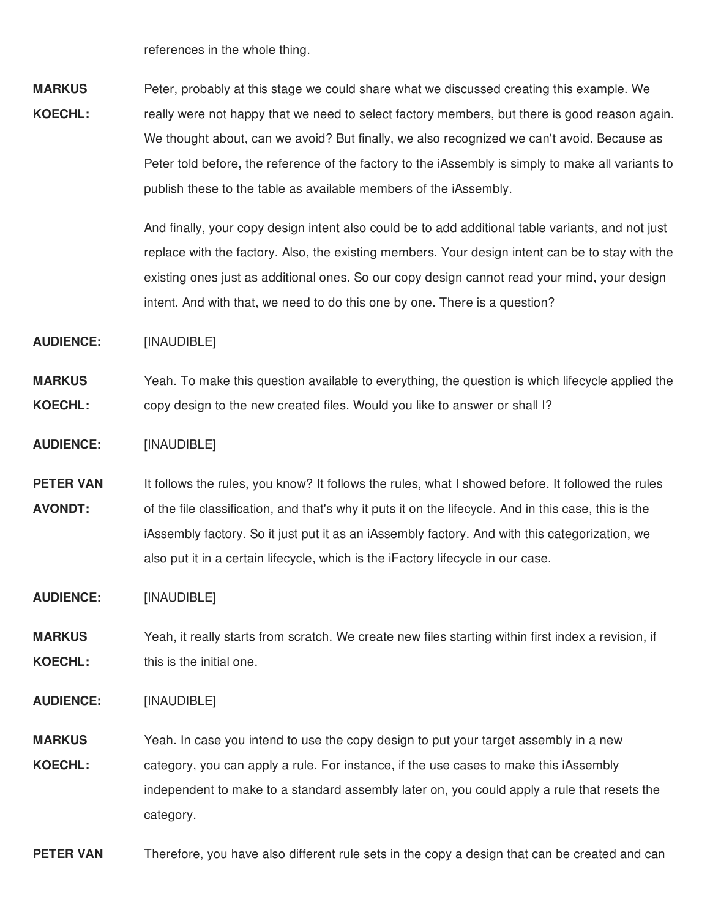references in the whole thing.

**MARKUS KOECHL:** Peter, probably at this stage we could share what we discussed creating this example. We really were not happy that we need to select factory members, but there is good reason again. We thought about, can we avoid? But finally, we also recognized we can't avoid. Because as Peter told before, the reference of the factory to the iAssembly is simply to make all variants to publish these to the table as available members of the iAssembly.

And finally, your copy design intent also could be to add additional table variants, and not just replace with the factory. Also, the existing members. Your design intent can be to stay with the existing ones just as additional ones. So our copy design cannot read your mind, your design intent. And with that, we need to do this one by one. There is a question?

**AUDIENCE:** [INAUDIBLE]

**MARKUS KOECHL:** Yeah. To make this question available to everything, the question is which lifecycle applied the copy design to the new created files. Would you like to answer or shall I?

**AUDIENCE:** [INAUDIBLE]

**PETER VAN AVONDT:** It follows the rules, you know? It follows the rules, what I showed before. It followed the rules of the file classification, and that's why it puts it on the lifecycle. And in this case, this is the iAssembly factory. So it just put it as an iAssembly factory. And with this categorization, we also put it in a certain lifecycle, which is the iFactory lifecycle in our case.

**AUDIENCE:** [INAUDIBLE]

**MARKUS KOECHL:** Yeah, it really starts from scratch. We create new files starting within first index a revision, if this is the initial one.

**AUDIENCE:** [INAUDIBLE]

**MARKUS KOECHL:** Yeah. In case you intend to use the copy design to put your target assembly in a new category, you can apply a rule. For instance, if the use cases to make this iAssembly independent to make to a standard assembly later on, you could apply a rule that resets the category.

**PETER VAN** Therefore, you have also different rule sets in the copy a design that can be created and can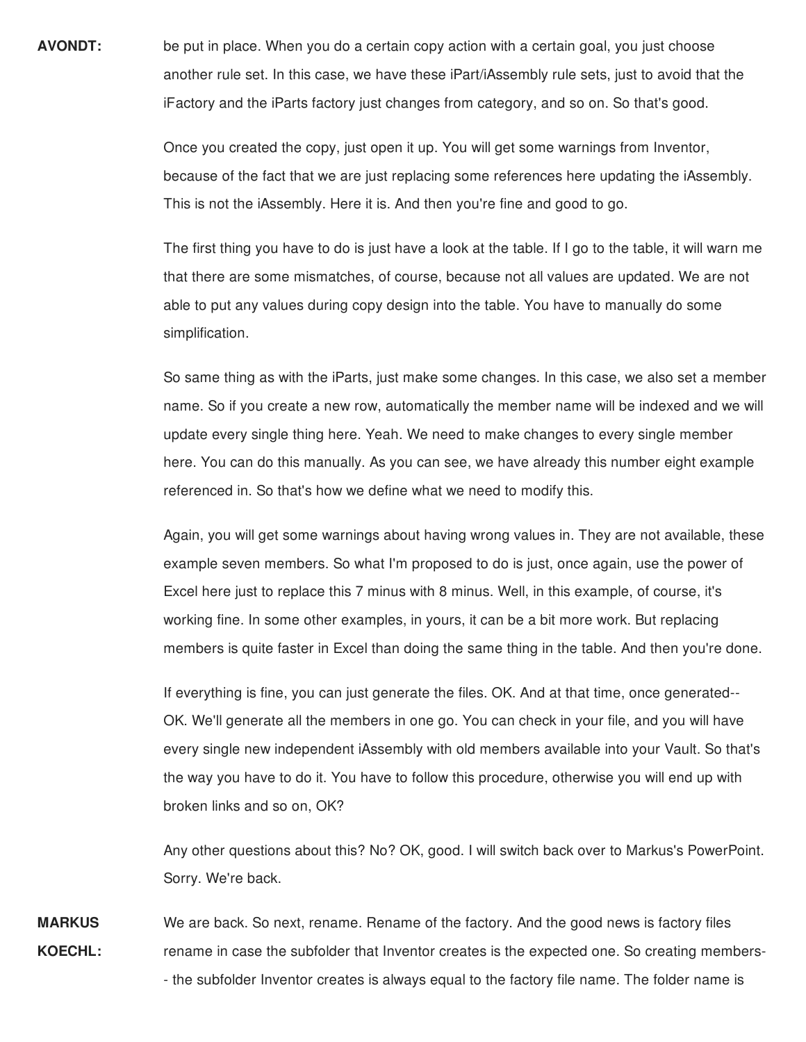**AVONDT:** be put in place. When you do a certain copy action with a certain goal, you just choose another rule set. In this case, we have these iPart/iAssembly rule sets, just to avoid that the iFactory and the iParts factory just changes from category, and so on. So that's good.

Once you created the copy, just open it up. You will get some warnings from Inventor, because of the fact that we are just replacing some references here updating the iAssembly. This is not the iAssembly. Here it is. And then you're fine and good to go.

The first thing you have to do is just have a look at the table. If I go to the table, it will warn me that there are some mismatches, of course, because not all values are updated. We are not able to put any values during copy design into the table. You have to manually do some simplification.

So same thing as with the iParts, just make some changes. In this case, we also set a member name. So if you create a new row, automatically the member name will be indexed and we will update every single thing here. Yeah. We need to make changes to every single member here. You can do this manually. As you can see, we have already this number eight example referenced in. So that's how we define what we need to modify this.

Again, you will get some warnings about having wrong values in. They are not available, these example seven members. So what I'm proposed to do is just, once again, use the power of Excel here just to replace this 7 minus with 8 minus. Well, in this example, of course, it's working fine. In some other examples, in yours, it can be a bit more work. But replacing members is quite faster in Excel than doing the same thing in the table. And then you're done.

If everything is fine, you can just generate the files. OK. And at that time, once generated-- OK. We'll generate all the members in one go. You can check in your file, and you will have every single new independent iAssembly with old members available into your Vault. So that's the way you have to do it. You have to follow this procedure, otherwise you will end up with broken links and so on, OK?

Any other questions about this? No? OK, good. I will switch back over to Markus's PowerPoint. Sorry. We're back.

**MARKUS KOECHL:** We are back. So next, rename. Rename of the factory. And the good news is factory files rename in case the subfolder that Inventor creates is the expected one. So creating members-- the subfolder Inventor creates is always equal to the factory file name. The folder name is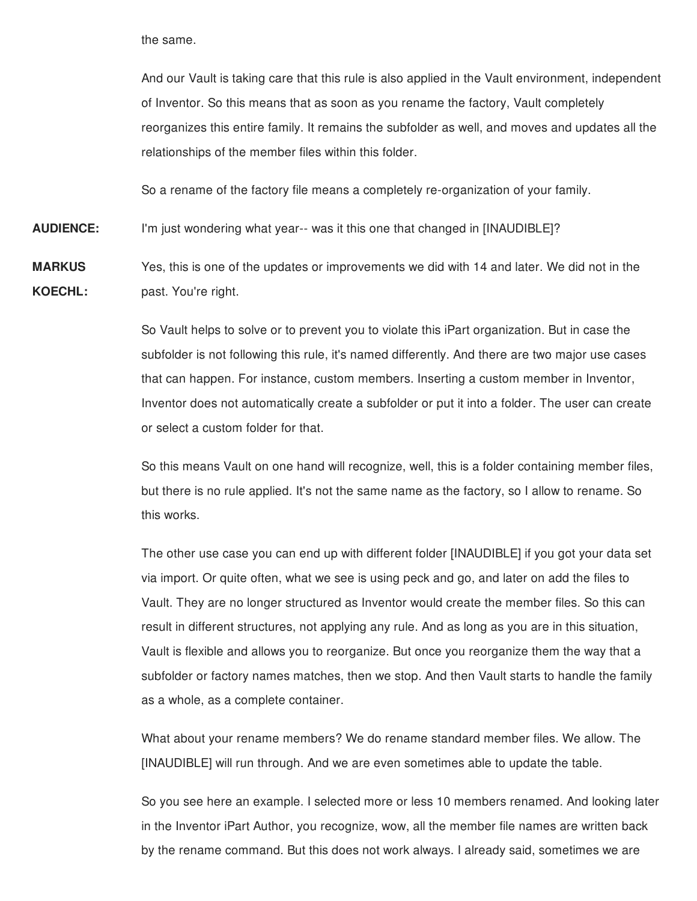the same.

And our Vault is taking care that this rule is also applied in the Vault environment, independent of Inventor. So this means that as soon as you rename the factory, Vault completely reorganizes this entire family. It remains the subfolder as well, and moves and updates all the relationships of the member files within this folder.

So a rename of the factory file means a completely re-organization of your family.

**AUDIENCE:** I'm just wondering what year-- was it this one that changed in [INAUDIBLE]?

**MARKUS KOECHL:** Yes, this is one of the updates or improvements we did with 14 and later. We did not in the past. You're right.

So Vault helps to solve or to prevent you to violate this iPart organization. But in case the subfolder is not following this rule, it's named differently. And there are two major use cases that can happen. For instance, custom members. Inserting a custom member in Inventor, Inventor does not automatically create a subfolder or put it into a folder. The user can create or select a custom folder for that.

So this means Vault on one hand will recognize, well, this is a folder containing member files, but there is no rule applied. It's not the same name as the factory, so I allow to rename. So this works.

The other use case you can end up with different folder [INAUDIBLE] if you got your data set via import. Or quite often, what we see is using peck and go, and later on add the files to Vault. They are no longer structured as Inventor would create the member files. So this can result in different structures, not applying any rule. And as long as you are in this situation, Vault is flexible and allows you to reorganize. But once you reorganize them the way that a subfolder or factory names matches, then we stop. And then Vault starts to handle the family as a whole, as a complete container.

What about your rename members? We do rename standard member files. We allow. The [INAUDIBLE] will run through. And we are even sometimes able to update the table.

So you see here an example. I selected more or less 10 members renamed. And looking later in the Inventor iPart Author, you recognize, wow, all the member file names are written back by the rename command. But this does not work always. I already said, sometimes we are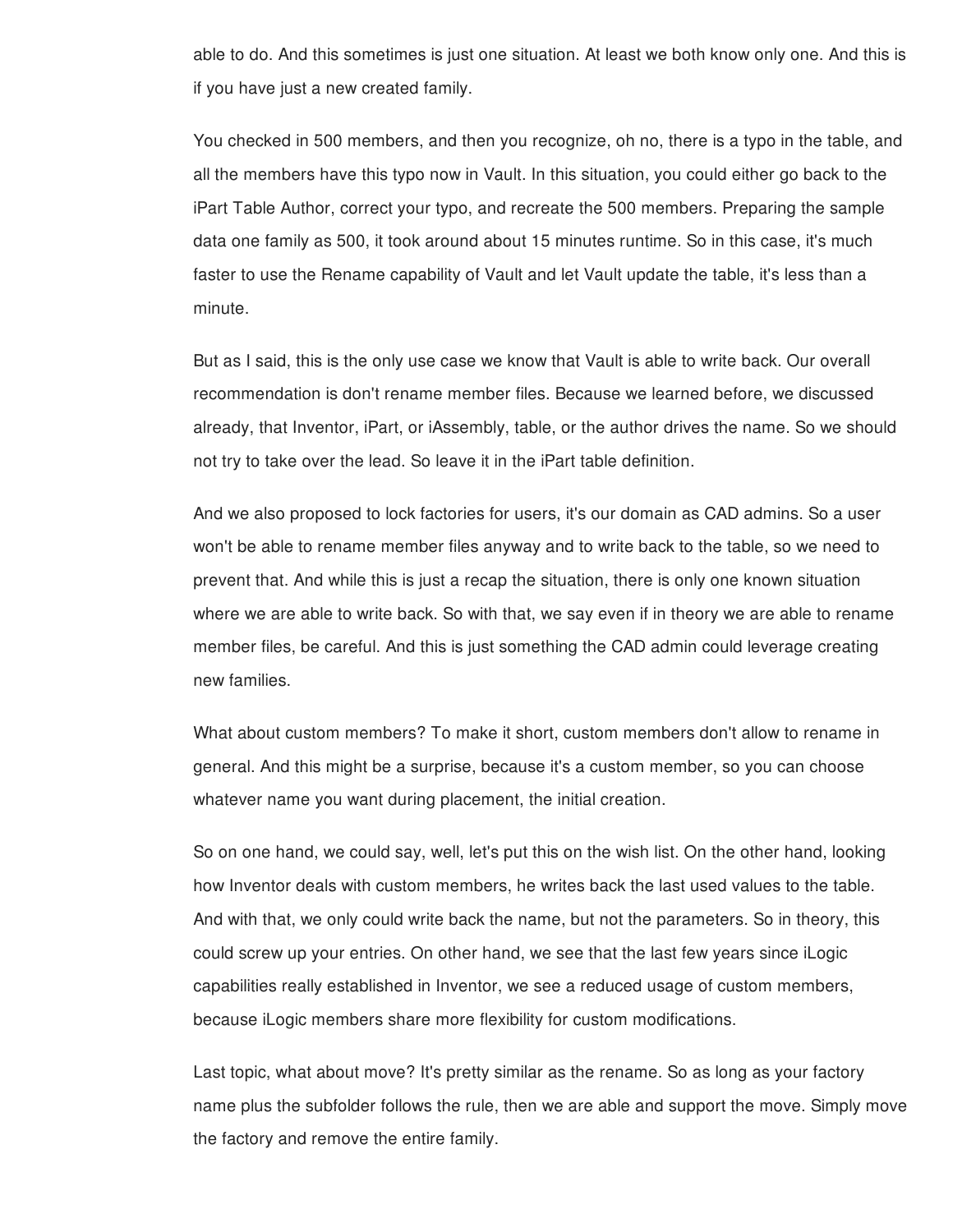able to do. And this sometimes is just one situation. At least we both know only one. And this is if you have just a new created family.

You checked in 500 members, and then you recognize, oh no, there is a typo in the table, and all the members have this typo now in Vault. In this situation, you could either go back to the iPart Table Author, correct your typo, and recreate the 500 members. Preparing the sample data one family as 500, it took around about 15 minutes runtime. So in this case, it's much faster to use the Rename capability of Vault and let Vault update the table, it's less than a minute.

But as I said, this is the only use case we know that Vault is able to write back. Our overall recommendation is don't rename member files. Because we learned before, we discussed already, that Inventor, iPart, or iAssembly, table, or the author drives the name. So we should not try to take over the lead. So leave it in the iPart table definition.

And we also proposed to lock factories for users, it's our domain as CAD admins. So a user won't be able to rename member files anyway and to write back to the table, so we need to prevent that. And while this is just a recap the situation, there is only one known situation where we are able to write back. So with that, we say even if in theory we are able to rename member files, be careful. And this is just something the CAD admin could leverage creating new families.

What about custom members? To make it short, custom members don't allow to rename in general. And this might be a surprise, because it's a custom member, so you can choose whatever name you want during placement, the initial creation.

So on one hand, we could say, well, let's put this on the wish list. On the other hand, looking how Inventor deals with custom members, he writes back the last used values to the table. And with that, we only could write back the name, but not the parameters. So in theory, this could screw up your entries. On other hand, we see that the last few years since iLogic capabilities really established in Inventor, we see a reduced usage of custom members, because iLogic members share more flexibility for custom modifications.

Last topic, what about move? It's pretty similar as the rename. So as long as your factory name plus the subfolder follows the rule, then we are able and support the move. Simply move the factory and remove the entire family.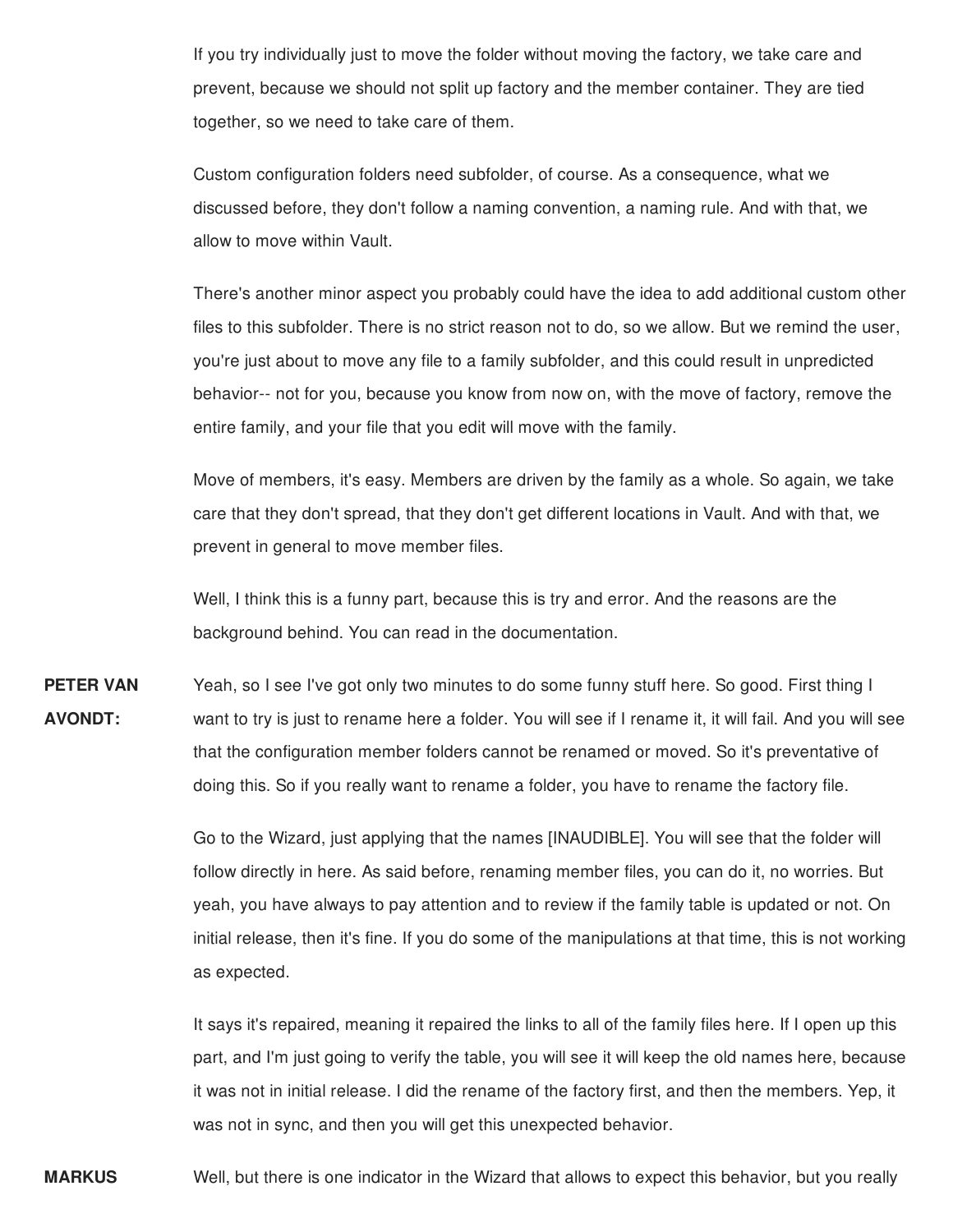If you try individually just to move the folder without moving the factory, we take care and prevent, because we should not split up factory and the member container. They are tied together, so we need to take care of them.

Custom configuration folders need subfolder, of course. As a consequence, what we discussed before, they don't follow a naming convention, a naming rule. And with that, we allow to move within Vault.

There's another minor aspect you probably could have the idea to add additional custom other files to this subfolder. There is no strict reason not to do, so we allow. But we remind the user, you're just about to move any file to a family subfolder, and this could result in unpredicted behavior-- not for you, because you know from now on, with the move of factory, remove the entire family, and your file that you edit will move with the family.

Move of members, it's easy. Members are driven by the family as a whole. So again, we take care that they don't spread, that they don't get different locations in Vault. And with that, we prevent in general to move member files.

Well, I think this is a funny part, because this is try and error. And the reasons are the background behind. You can read in the documentation.

**PETER VAN AVONDT:** Yeah, so I see I've got only two minutes to do some funny stuff here. So good. First thing I want to try is just to rename here a folder. You will see if I rename it, it will fail. And you will see that the configuration member folders cannot be renamed or moved. So it's preventative of doing this. So if you really want to rename a folder, you have to rename the factory file.

Go to the Wizard, just applying that the names [INAUDIBLE]. You will see that the folder will follow directly in here. As said before, renaming member files, you can do it, no worries. But yeah, you have always to pay attention and to review if the family table is updated or not. On initial release, then it's fine. If you do some of the manipulations at that time, this is not working as expected.

It says it's repaired, meaning it repaired the links to all of the family files here. If I open up this part, and I'm just going to verify the table, you will see it will keep the old names here, because it was not in initial release. I did the rename of the factory first, and then the members. Yep, it was not in sync, and then you will get this unexpected behavior.

**MARKUS** Well, but there is one indicator in the Wizard that allows to expect this behavior, but you really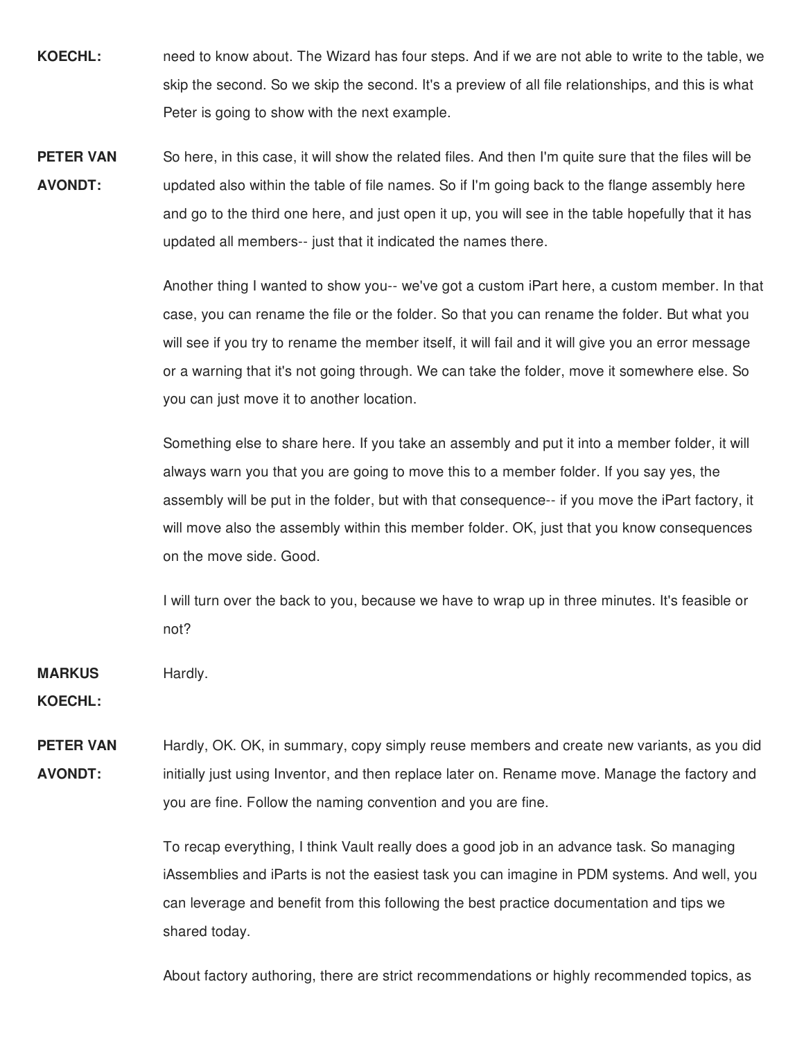**KOECHL:** need to know about. The Wizard has four steps. And if we are not able to write to the table, we skip the second. So we skip the second. It's a preview of all file relationships, and this is what Peter is going to show with the next example.

**PETER VAN AVONDT:** So here, in this case, it will show the related files. And then I'm quite sure that the files will be updated also within the table of file names. So if I'm going back to the flange assembly here and go to the third one here, and just open it up, you will see in the table hopefully that it has updated all members-- just that it indicated the names there.

Another thing I wanted to show you-- we've got a custom iPart here, a custom member. In that case, you can rename the file or the folder. So that you can rename the folder. But what you will see if you try to rename the member itself, it will fail and it will give you an error message or a warning that it's not going through. We can take the folder, move it somewhere else. So you can just move it to another location.

Something else to share here. If you take an assembly and put it into a member folder, it will always warn you that you are going to move this to a member folder. If you say yes, the assembly will be put in the folder, but with that consequence-- if you move the iPart factory, it will move also the assembly within this member folder. OK, just that you know consequences on the move side. Good.

I will turn over the back to you, because we have to wrap up in three minutes. It's feasible or not?

**MARKUS KOECHL:** Hardly.

**PETER VAN AVONDT:** Hardly, OK. OK, in summary, copy simply reuse members and create new variants, as you did initially just using Inventor, and then replace later on. Rename move. Manage the factory and you are fine. Follow the naming convention and you are fine.

To recap everything, I think Vault really does a good job in an advance task. So managing iAssemblies and iParts is not the easiest task you can imagine in PDM systems. And well, you can leverage and benefit from this following the best practice documentation and tips we shared today.

About factory authoring, there are strict recommendations or highly recommended topics, as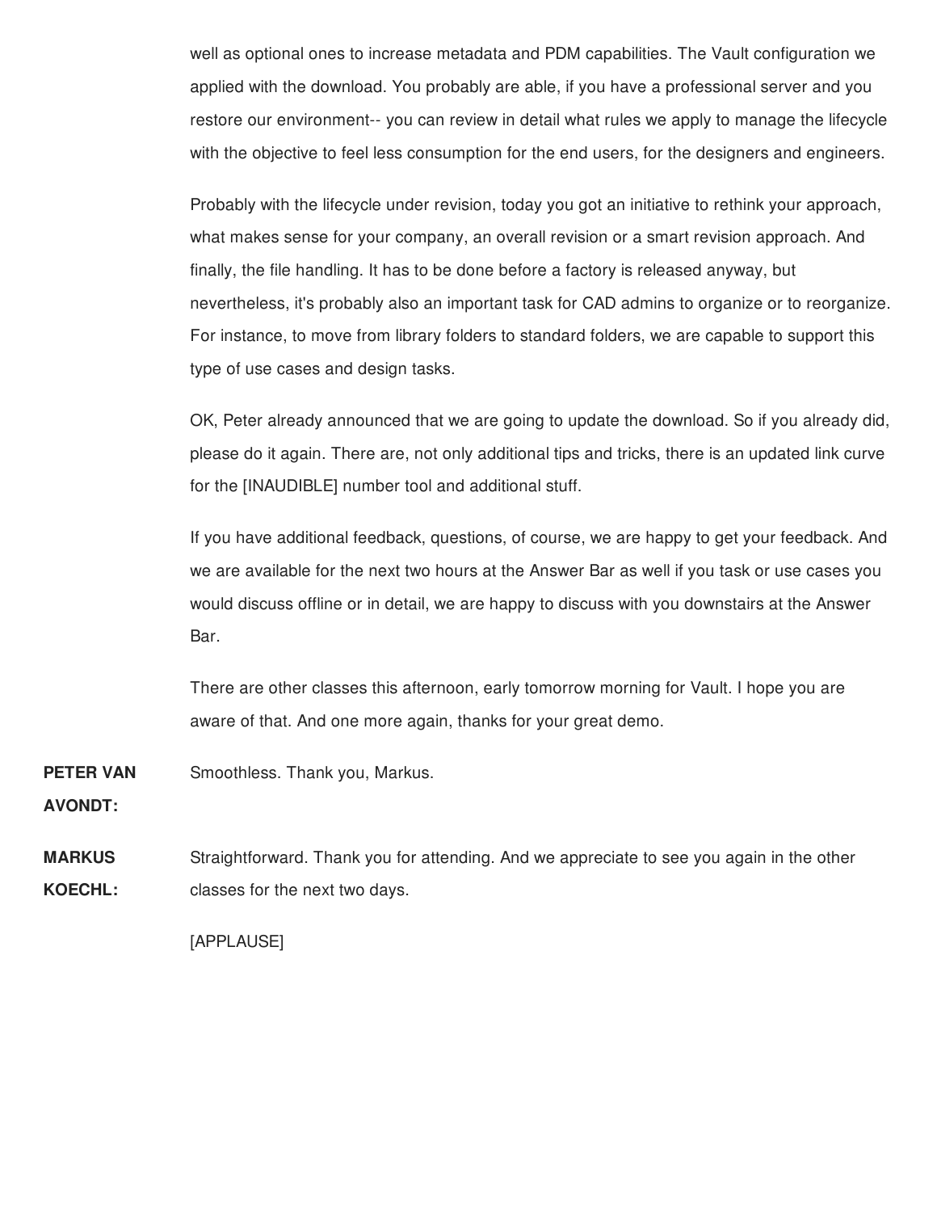well as optional ones to increase metadata and PDM capabilities. The Vault configuration we applied with the download. You probably are able, if you have a professional server and you restore our environment-- you can review in detail what rules we apply to manage the lifecycle with the objective to feel less consumption for the end users, for the designers and engineers.

Probably with the lifecycle under revision, today you got an initiative to rethink your approach, what makes sense for your company, an overall revision or a smart revision approach. And finally, the file handling. It has to be done before a factory is released anyway, but nevertheless, it's probably also an important task for CAD admins to organize or to reorganize. For instance, to move from library folders to standard folders, we are capable to support this type of use cases and design tasks.

OK, Peter already announced that we are going to update the download. So if you already did, please do it again. There are, not only additional tips and tricks, there is an updated link curve for the [INAUDIBLE] number tool and additional stuff.

If you have additional feedback, questions, of course, we are happy to get your feedback. And we are available for the next two hours at the Answer Bar as well if you task or use cases you would discuss offline or in detail, we are happy to discuss with you downstairs at the Answer Bar.

There are other classes this afternoon, early tomorrow morning for Vault. I hope you are aware of that. And one more again, thanks for your great demo.

**PETER VAN AVONDT:** Smoothless. Thank you, Markus.

**MARKUS KOECHL:** Straightforward. Thank you for attending. And we appreciate to see you again in the other classes for the next two days.

[APPLAUSE]